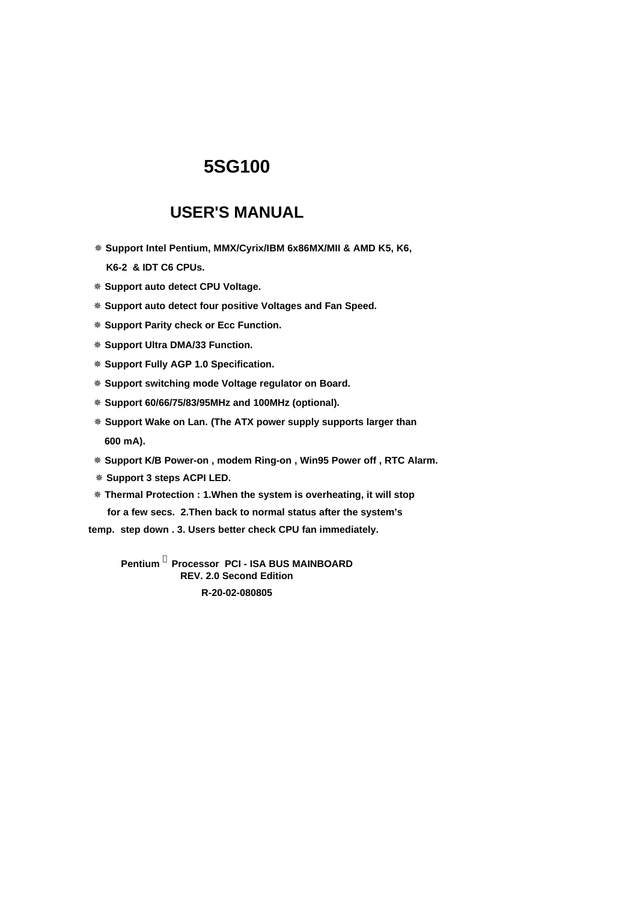# 5SG100

## USER'S MANUAL

- ❋ Support Intel Pentium, MMX/Cyrix/IBM 6x86MX/MII & AMD K5, K6, K6-2 & IDT C6 CPUs.
- ❋ Support auto detect CPU Voltage.
- ❋ Support auto detect four positive Voltages and Fan Speed.
- ❋ Support Parity check or Ecc Function.
- ❋ Support Ultra DMA/33 Function.
- ❋ Support Fully AGP 1.0 Specification.
- ❋ Support switching mode Voltage regulator on Board.
- ❋ Support 60/66/75/83/95MHz and 100MHz (optional).
- ❋ Support Wake on Lan. (The ATX power supply supports larger than 600 mA).
- ❋ Support K/B Power-on , modem Ring-on , Win95 Power off , RTC Alarm.
- ❋ Support 3 steps ACPI LED.
- ❋ Thermal Protection : 1.When the system is overheating, it will stop for a few secs. 2.Then back to normal status after the system's temp. step down . 3. Users better check CPU fan immediately.

**Pentium Processor PCI - ISA BUS MAINBOARD**

**REV. 2.0 Second Edition**

**R-20-02-080805**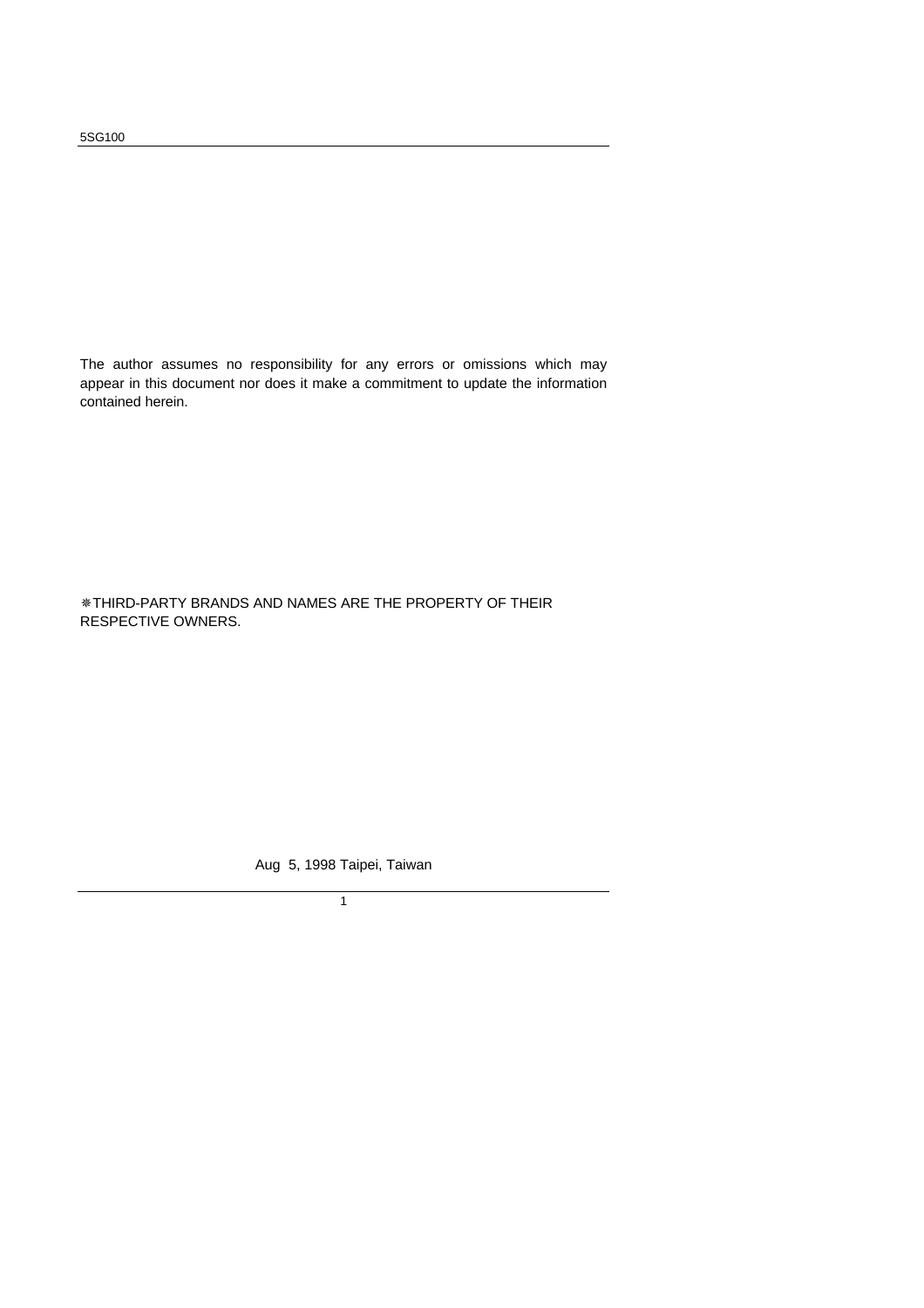The author assumes no responsibility for any errors or omissions which may appear in this document nor does it make a commitment to update the information contained herein.

❋THIRD-PARTY BRANDS AND NAMES ARE THE PROPERTY OF THEIR RESPECTIVE OWNERS.

Aug 5, 1998 Taipei, Taiwan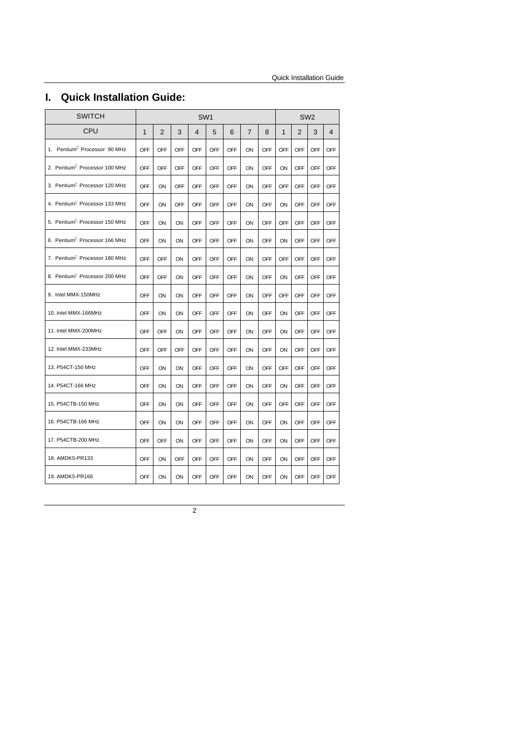# I. Quick Installation Guide:

| SWITCH | SW1 | | | | | | | | SW2 | | | |
|---|---|---|---|---|---|---|---|---|---|---|---|---|
| CPU | 1 | 2 | 3 | 4 | 5 | 6 | 7 | 8 | 1 | 2 | 3 | 4 |
| 1. Pentium Processor 90 MHz | OFF | OFF | OFF | OFF | OFF | OFF | ON | OFF | OFF | OFF | OFF | OFF |
| 2. Pentium Processor 100 MHz | OFF | OFF | OFF | OFF | OFF | OFF | ON | OFF | ON | OFF | OFF | OFF |
| 3. Pentium Processor 120 MHz | OFF | ON | OFF | OFF | OFF | OFF | ON | OFF | OFF | OFF | OFF | OFF |
| 4. Pentium Processor 133 MHz | OFF | ON | OFF | OFF | OFF | OFF | ON | OFF | ON | OFF | OFF | OFF |
| 5. Pentium Processor 150 MHz | OFF | ON | ON | OFF | OFF | OFF | ON | OFF | OFF | OFF | OFF | OFF |
| 6. Pentium Processor 166 MHz | OFF | ON | ON | OFF | OFF | OFF | ON | OFF | ON | OFF | OFF | OFF |
| 7. Pentium Processor 180 MHz | OFF | OFF | ON | OFF | OFF | OFF | ON | OFF | OFF | OFF | OFF | OFF |
| 8. Pentium Processor 200 MHz | OFF | OFF | ON | OFF | OFF | OFF | ON | OFF | ON | OFF | OFF | OFF |
| 9. Intel MMX-150MHz | OFF | ON | ON | OFF | OFF | OFF | ON | OFF | OFF | OFF | OFF | OFF |
| 10. Intel MMX-166MHz | OFF | ON | ON | OFF | OFF | OFF | ON | OFF | ON | OFF | OFF | OFF |
| 11. Intel MMX-200MHz | OFF | OFF | ON | OFF | OFF | OFF | ON | OFF | ON | OFF | OFF | OFF |
| 12. Intel MMX-233MHz | OFF | OFF | OFF | OFF | OFF | OFF | ON | OFF | ON | OFF | OFF | OFF |
| 13. P54CT-150 MHz | OFF | ON | ON | OFF | OFF | OFF | ON | OFF | OFF | OFF | OFF | OFF |
| 14. P54CT-166 MHz | OFF | ON | ON | OFF | OFF | OFF | ON | OFF | ON | OFF | OFF | OFF |
| 15. P54CTB-150 MHz | OFF | ON | ON | OFF | OFF | OFF | ON | OFF | OFF | OFF | OFF | OFF |
| 16. P54CTB-166 MHz | OFF | ON | ON | OFF | OFF | OFF | ON | OFF | ON | OFF | OFF | OFF |
| 17. P54CTB-200 MHz | OFF | OFF | ON | OFF | OFF | OFF | ON | OFF | ON | OFF | OFF | OFF |
| 18. AMDK5-PR133 | OFF | ON | OFF | OFF | OFF | OFF | ON | OFF | ON | OFF | OFF | OFF |
| 19. AMDK5-PR166 | OFF | ON | ON | OFF | OFF | OFF | ON | OFF | ON | OFF | OFF | OFF |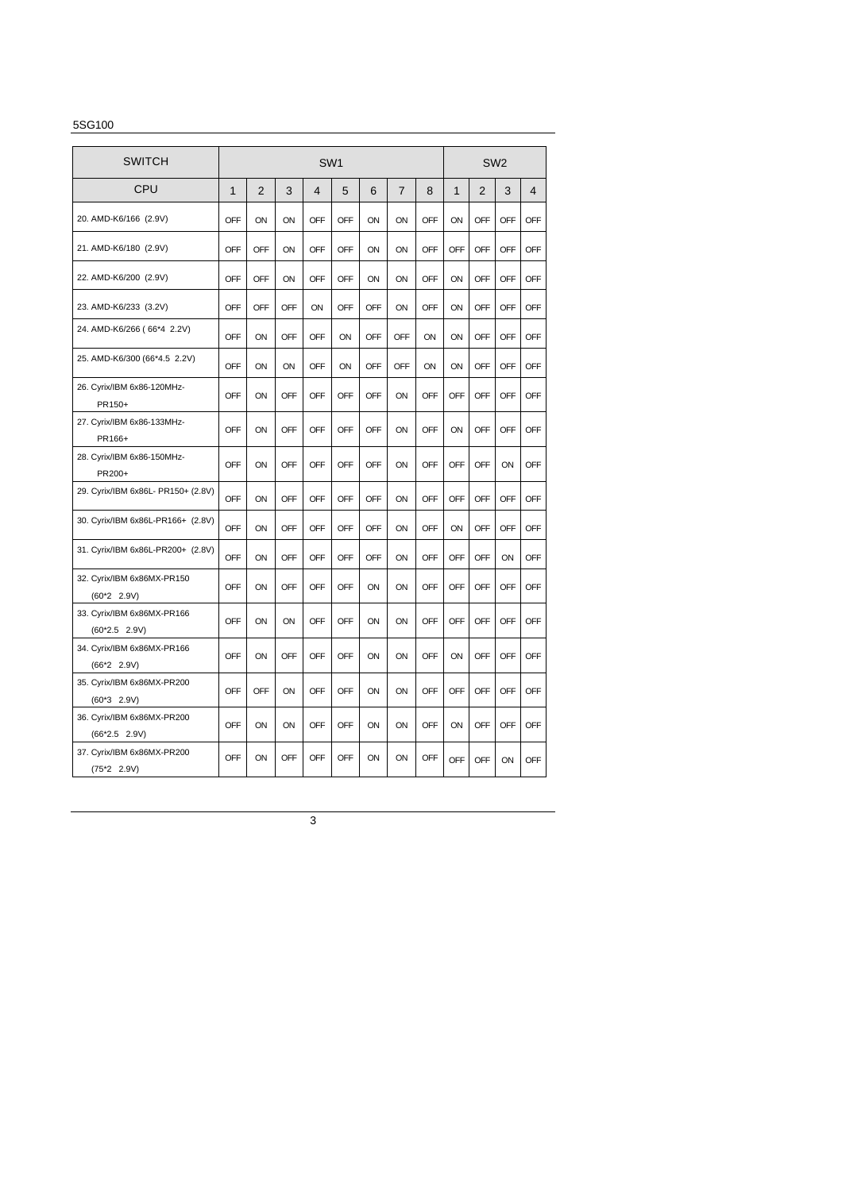| SWITCH | SW1 | | | | | | | | SW2 | | | |
|---|---|---|---|---|---|---|---|---|---|---|---|---|
| CPU | 1 | 2 | 3 | 4 | 5 | 6 | 7 | 8 | 1 | 2 | 3 | 4 |
| 20. AMD-K6/166 (2.9V) | OFF | ON | ON | OFF | OFF | ON | ON | OFF | ON | OFF | OFF | OFF |
| 21. AMD-K6/180 (2.9V) | OFF | OFF | ON | OFF | OFF | ON | ON | OFF | OFF | OFF | OFF | OFF |
| 22. AMD-K6/200 (2.9V) | OFF | OFF | ON | OFF | OFF | ON | ON | OFF | ON | OFF | OFF | OFF |
| 23. AMD-K6/233 (3.2V) | OFF | OFF | OFF | ON | OFF | OFF | ON | OFF | ON | OFF | OFF | OFF |
| 24. AMD-K6/266 ( 66*4 2.2V) | OFF | ON | OFF | OFF | ON | OFF | OFF | ON | ON | OFF | OFF | OFF |
| 25. AMD-K6/300 (66*4.5 2.2V) | OFF | ON | ON | OFF | ON | OFF | OFF | ON | ON | OFF | OFF | OFF |
| 26. Cyrix/IBM 6x86-120MHz-PR150+ | OFF | ON | OFF | OFF | OFF | OFF | ON | OFF | OFF | OFF | OFF | OFF |
| 27. Cyrix/IBM 6x86-133MHz-PR166+ | OFF | ON | OFF | OFF | OFF | OFF | ON | OFF | ON | OFF | OFF | OFF |
| 28. Cyrix/IBM 6x86-150MHz-PR200+ | OFF | ON | OFF | OFF | OFF | OFF | ON | OFF | OFF | OFF | ON | OFF |
| 29. Cyrix/IBM 6x86L- PR150+ (2.8V) | OFF | ON | OFF | OFF | OFF | OFF | ON | OFF | OFF | OFF | OFF | OFF |
| 30. Cyrix/IBM 6x86L-PR166+ (2.8V) | OFF | ON | OFF | OFF | OFF | OFF | ON | OFF | ON | OFF | OFF | OFF |
| 31. Cyrix/IBM 6x86L-PR200+ (2.8V) | OFF | ON | OFF | OFF | OFF | OFF | ON | OFF | OFF | OFF | ON | OFF |
| 32. Cyrix/IBM 6x86MX-PR150 (60*2 2.9V) | OFF | ON | OFF | OFF | OFF | ON | ON | OFF | OFF | OFF | OFF | OFF |
| 33. Cyrix/IBM 6x86MX-PR166 (60*2.5 2.9V) | OFF | ON | ON | OFF | OFF | ON | ON | OFF | OFF | OFF | OFF | OFF |
| 34. Cyrix/IBM 6x86MX-PR166 (66*2 2.9V) | OFF | ON | OFF | OFF | OFF | ON | ON | OFF | ON | OFF | OFF | OFF |
| 35. Cyrix/IBM 6x86MX-PR200 (60*3 2.9V) | OFF | OFF | ON | OFF | OFF | ON | ON | OFF | OFF | OFF | OFF | OFF |
| 36. Cyrix/IBM 6x86MX-PR200 (66*2.5 2.9V) | OFF | ON | ON | OFF | OFF | ON | ON | OFF | ON | OFF | OFF | OFF |
| 37. Cyrix/IBM 6x86MX-PR200 (75*2 2.9V) | OFF | ON | OFF | OFF | OFF | ON | ON | OFF | OFF | OFF | ON | OFF |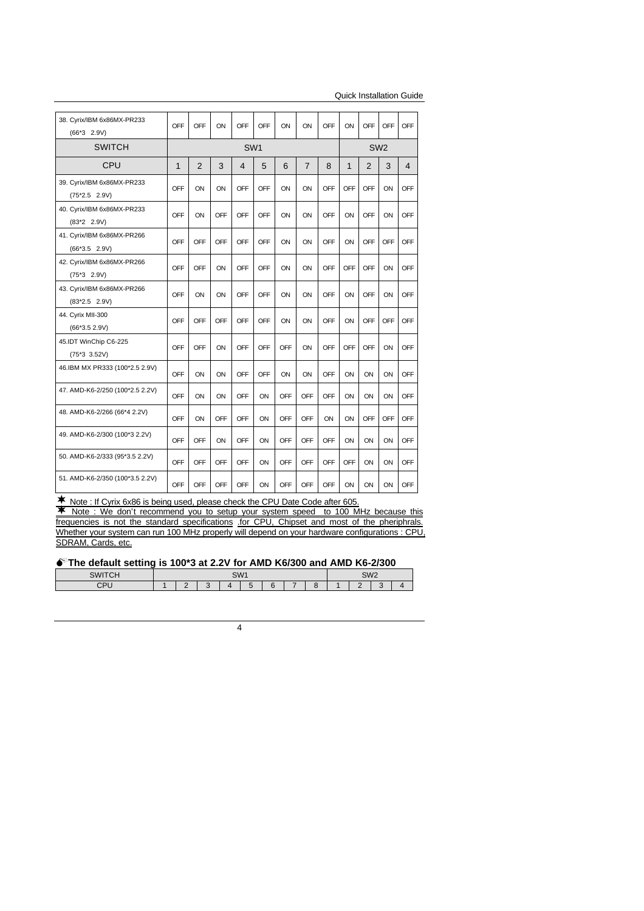| 38. Cyrix/IBM 6x86MX-PR233 (66*3 2.9V) | OFF | OFF | ON | OFF | OFF | ON | ON | OFF | ON | OFF | OFF | OFF |
|---|---|---|---|---|---|---|---|---|---|---|---|---|
| SWITCH | SW1 | | | | | | | | SW2 | | | |
| CPU | 1 | 2 | 3 | 4 | 5 | 6 | 7 | 8 | 1 | 2 | 3 | 4 |
| 39. Cyrix/IBM 6x86MX-PR233 (75*2.5 2.9V) | OFF | ON | ON | OFF | OFF | ON | ON | OFF | OFF | OFF | ON | OFF |
| 40. Cyrix/IBM 6x86MX-PR233 (83*2 2.9V) | OFF | ON | OFF | OFF | OFF | ON | ON | OFF | ON | OFF | ON | OFF |
| 41. Cyrix/IBM 6x86MX-PR266 (66*3.5 2.9V) | OFF | OFF | OFF | OFF | OFF | ON | ON | OFF | ON | OFF | OFF | OFF |
| 42. Cyrix/IBM 6x86MX-PR266 (75*3 2.9V) | OFF | OFF | ON | OFF | OFF | ON | ON | OFF | OFF | OFF | ON | OFF |
| 43. Cyrix/IBM 6x86MX-PR266 (83*2.5 2.9V) | OFF | ON | ON | OFF | OFF | ON | ON | OFF | ON | OFF | ON | OFF |
| 44. Cyrix MII-300 (66*3.5 2.9V) | OFF | OFF | OFF | OFF | OFF | ON | ON | OFF | ON | OFF | OFF | OFF |
| 45.IDT WinChip C6-225 (75*3 3.52V) | OFF | OFF | ON | OFF | OFF | OFF | ON | OFF | OFF | OFF | ON | OFF |
| 46.IBM MX PR333 (100*2.5 2.9V) | OFF | ON | ON | OFF | OFF | ON | ON | OFF | ON | ON | ON | OFF |
| 47. AMD-K6-2/250 (100*2.5 2.2V) | OFF | ON | ON | OFF | ON | OFF | OFF | OFF | ON | ON | ON | OFF |
| 48. AMD-K6-2/266 (66*4 2.2V) | OFF | ON | OFF | OFF | ON | OFF | OFF | ON | ON | OFF | OFF | OFF |
| 49. AMD-K6-2/300 (100*3 2.2V) | OFF | OFF | ON | OFF | ON | OFF | OFF | OFF | ON | ON | ON | OFF |
| 50. AMD-K6-2/333 (95*3.5 2.2V) | OFF | OFF | OFF | OFF | ON | OFF | OFF | OFF | OFF | ON | ON | OFF |
| 51. AMD-K6-2/350 (100*3.5 2.2V) | OFF | OFF | OFF | OFF | ON | OFF | OFF | OFF | ON | ON | ON | OFF |

✱ Note : If Cyrix 6x86 is being used, please check the CPU Date Code after 605.

✱ Note : We don't recommend you to setup your system speed to 100 MHz because this frequencies is not the standard specifications .for CPU, Chipset and most of the pheriphrals. Whether your system can run 100 MHz properly will depend on your hardware configurations : CPU, SDRAM, Cards, etc.

**The default setting is 100*3 at 2.2V for AMD K6/300 and AMD K6-2/300**

| SWITCH | SW1 | | | | | | | | SW2 | | | |
|---|---|---|---|---|---|---|---|---|---|---|---|---|
| CPU | 1 | 2 | 3 | 4 | 5 | 6 | 7 | 8 | 1 | 2 | 3 | 4 |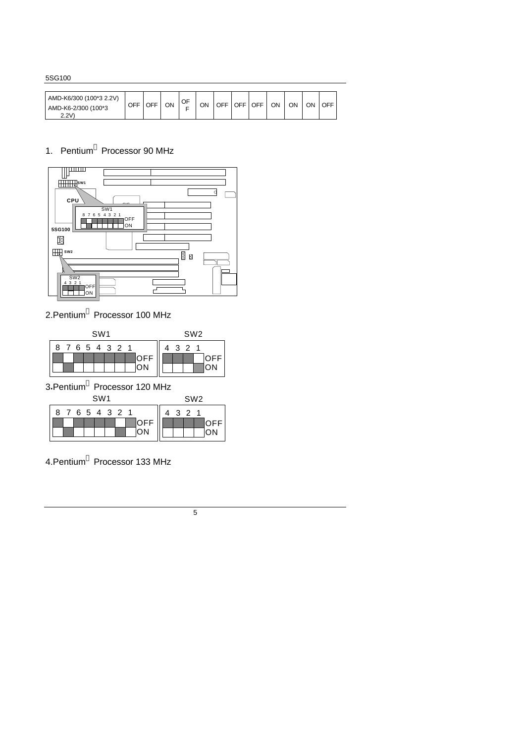| | | | | | | | | | | | | |
|---|---|---|---|---|---|---|---|---|---|---|---|---|
| AMD-K6/300 (100*3 2.2V) AMD-K6-2/300 (100*3 2.2V) | OFF | OFF | ON | OFF | ON | OFF | OFF | OFF | ON | ON | ON | OFF |

1. Pentium Processor 90 MHz

SW1
8 7 6 5 4 3 2 1
OFF
ON

CPU
5SG100
SW2
4 3 2 1
OFF
ON

2.Pentium Processor 100 MHz

SW1
8 7 6 5 4 3 2 1
OFF
ON

SW2
4 3 2 1
OFF
ON

3.Pentium Processor 120 MHz

SW1
8 7 6 5 4 3 2 1
OFF
ON

SW2
4 3 2 1
OFF
ON

4.Pentium Processor 133 MHz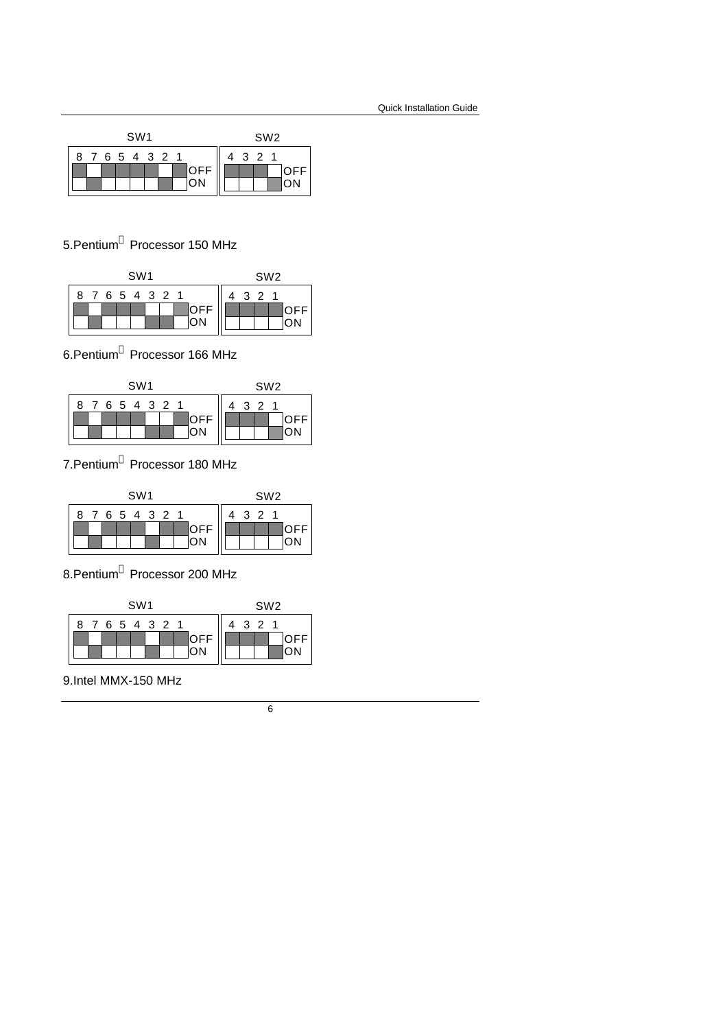| SW1 | 8 | 7 | 6 | 5 | 4 | 3 | 2 | 1 |
|---|---|---|---|---|---|---|---|---|
| | OFF | ON | OFF | OFF | OFF | OFF | ON | OFF |

| SW2 | 4 | 3 | 2 | 1 |
|---|---|---|---|---|
| | OFF | OFF | OFF | ON |

5.Pentium® Processor 150 MHz

| SW1 | 8 | 7 | 6 | 5 | 4 | 3 | 2 | 1 |
|---|---|---|---|---|---|---|---|---|
| | OFF | ON | OFF | OFF | OFF | ON | ON | OFF |

| SW2 | 4 | 3 | 2 | 1 |
|---|---|---|---|---|
| | OFF | OFF | OFF | OFF |

6.Pentium® Processor 166 MHz

| SW1 | 8 | 7 | 6 | 5 | 4 | 3 | 2 | 1 |
|---|---|---|---|---|---|---|---|---|
| | OFF | ON | OFF | OFF | OFF | ON | ON | OFF |

| SW2 | 4 | 3 | 2 | 1 |
|---|---|---|---|---|
| | OFF | OFF | OFF | ON |

7.Pentium® Processor 180 MHz

| SW1 | 8 | 7 | 6 | 5 | 4 | 3 | 2 | 1 |
|---|---|---|---|---|---|---|---|---|
| | OFF | ON | OFF | OFF | OFF | ON | OFF | OFF |

| SW2 | 4 | 3 | 2 | 1 |
|---|---|---|---|---|
| | OFF | OFF | OFF | OFF |

8.Pentium® Processor 200 MHz

| SW1 | 8 | 7 | 6 | 5 | 4 | 3 | 2 | 1 |
|---|---|---|---|---|---|---|---|---|
| | OFF | ON | OFF | OFF | OFF | ON | OFF | OFF |

| SW2 | 4 | 3 | 2 | 1 |
|---|---|---|---|---|
| | OFF | OFF | OFF | ON |

9.Intel MMX-150 MHz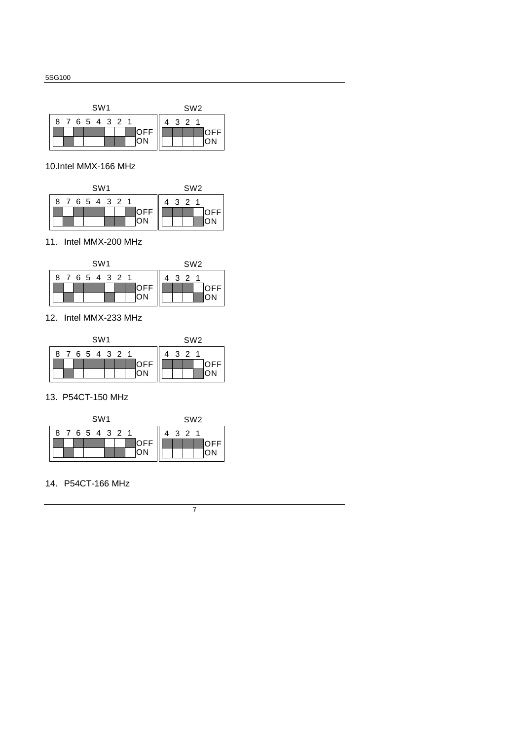| SW1 | 8 | 7 | 6 | 5 | 4 | 3 | 2 | 1 |
| --- | --- | --- | --- | --- | --- | --- | --- | --- |
| OFF | ■ | | ■ | ■ | ■ | | | ■ |
| ON | | ■ | | | | ■ | ■ | |

| SW2 | 4 | 3 | 2 | 1 |
| --- | --- | --- | --- | --- |
| OFF | ■ | ■ | ■ | ■ |
| ON | | | | |

10.Intel MMX-166 MHz

| SW1 | 8 | 7 | 6 | 5 | 4 | 3 | 2 | 1 |
| --- | --- | --- | --- | --- | --- | --- | --- | --- |
| OFF | ■ | | ■ | ■ | ■ | | | ■ |
| ON | | ■ | | | | ■ | ■ | |

| SW2 | 4 | 3 | 2 | 1 |
| --- | --- | --- | --- | --- |
| OFF | ■ | ■ | ■ | |
| ON | | | | ■ |

11. Intel MMX-200 MHz

| SW1 | 8 | 7 | 6 | 5 | 4 | 3 | 2 | 1 |
| --- | --- | --- | --- | --- | --- | --- | --- | --- |
| OFF | ■ | | ■ | ■ | ■ | | ■ | ■ |
| ON | | ■ | | | | ■ | | |

| SW2 | 4 | 3 | 2 | 1 |
| --- | --- | --- | --- | --- |
| OFF | ■ | ■ | ■ | |
| ON | | | | ■ |

12. Intel MMX-233 MHz

| SW1 | 8 | 7 | 6 | 5 | 4 | 3 | 2 | 1 |
| --- | --- | --- | --- | --- | --- | --- | --- | --- |
| OFF | ■ | | ■ | ■ | ■ | ■ | ■ | ■ |
| ON | | ■ | | | | | | |

| SW2 | 4 | 3 | 2 | 1 |
| --- | --- | --- | --- | --- |
| OFF | ■ | ■ | ■ | |
| ON | | | | ■ |

13. P54CT-150 MHz

| SW1 | 8 | 7 | 6 | 5 | 4 | 3 | 2 | 1 |
| --- | --- | --- | --- | --- | --- | --- | --- | --- |
| OFF | ■ | | ■ | ■ | ■ | | | ■ |
| ON | | ■ | | | | ■ | ■ | |

| SW2 | 4 | 3 | 2 | 1 |
| --- | --- | --- | --- | --- |
| OFF | ■ | ■ | ■ | |
| ON | | | | ■ |

| SW1 | 8 | 7 | 6 | 5 | 4 | 3 | 2 | 1 |
| --- | --- | --- | --- | --- | --- | --- | --- | --- |
| OFF | ■ | | ■ | ■ | | | | ■ |
| ON | | ■ | | | | ■ | ■ | |

| SW2 | 4 | 3 | 2 | 1 |
| --- | --- | --- | --- | --- |
| OFF | ■ | ■ | ■ | ■ |
| ON | | | | |

14. P54CT-166 MHz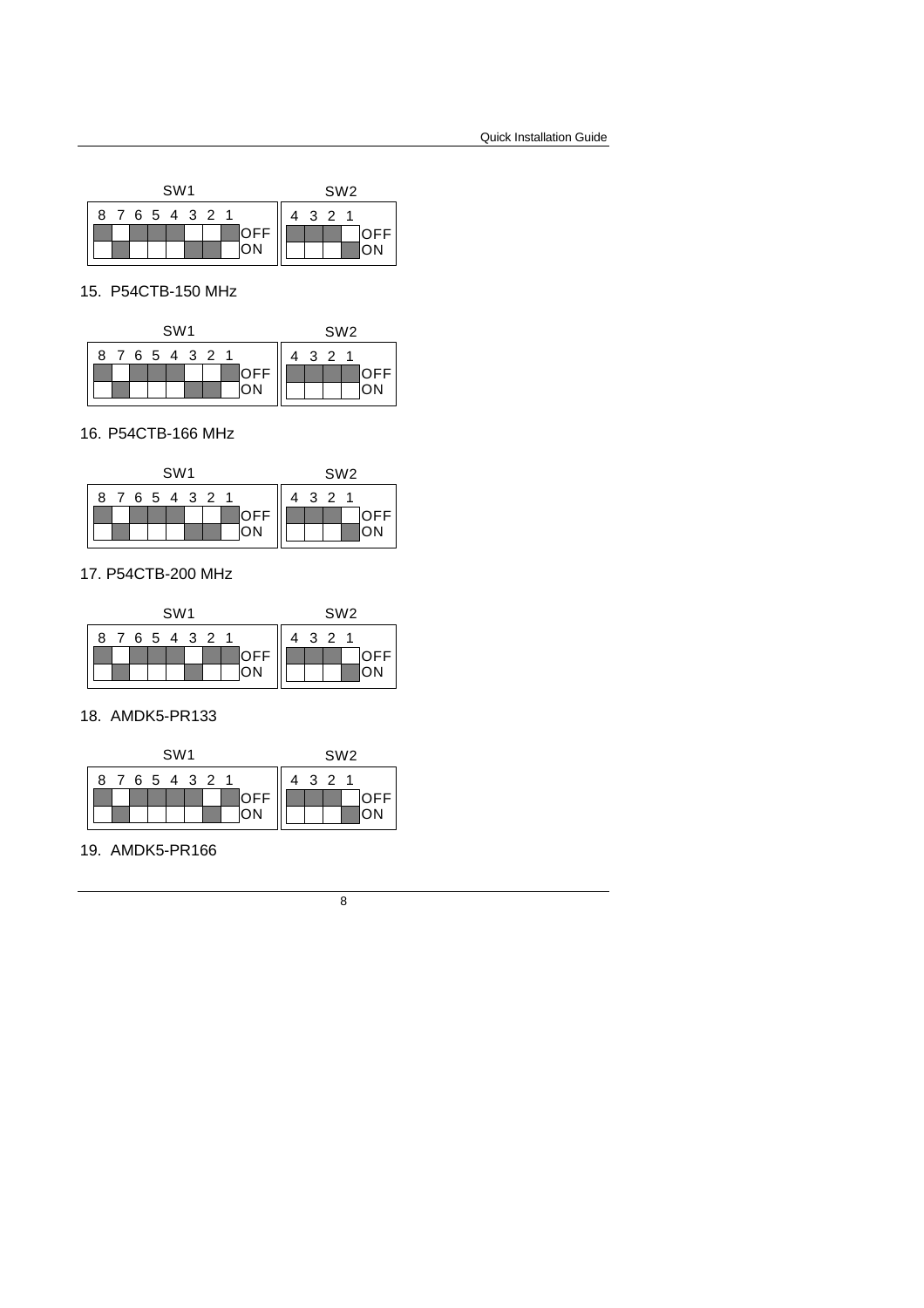| SW1 | 8 | 7 | 6 | 5 | 4 | 3 | 2 | 1 |
|---|---|---|---|---|---|---|---|---|
| | OFF | ON | OFF | OFF | OFF | ON | ON | OFF |

| SW2 | 4 | 3 | 2 | 1 |
|---|---|---|---|---|
| | OFF | OFF | OFF | ON |

15. P54CTB-150 MHz

| SW1 | 8 | 7 | 6 | 5 | 4 | 3 | 2 | 1 |
|---|---|---|---|---|---|---|---|---|
| | OFF | ON | OFF | OFF | OFF | ON | ON | OFF |

| SW2 | 4 | 3 | 2 | 1 |
|---|---|---|---|---|
| | OFF | OFF | OFF | OFF |

16. P54CTB-166 MHz

| SW1 | 8 | 7 | 6 | 5 | 4 | 3 | 2 | 1 |
|---|---|---|---|---|---|---|---|---|
| | OFF | ON | OFF | OFF | OFF | ON | ON | OFF |

| SW2 | 4 | 3 | 2 | 1 |
|---|---|---|---|---|
| | OFF | OFF | OFF | ON |

17. P54CTB-200 MHz

| SW1 | 8 | 7 | 6 | 5 | 4 | 3 | 2 | 1 |
|---|---|---|---|---|---|---|---|---|
| | OFF | ON | OFF | OFF | OFF | ON | OFF | OFF |

| SW2 | 4 | 3 | 2 | 1 |
|---|---|---|---|---|
| | OFF | OFF | OFF | ON |

18. AMDK5-PR133

| SW1 | 8 | 7 | 6 | 5 | 4 | 3 | 2 | 1 |
|---|---|---|---|---|---|---|---|---|
| | OFF | ON | OFF | OFF | OFF | OFF | ON | OFF |

| SW2 | 4 | 3 | 2 | 1 |
|---|---|---|---|---|
| | OFF | OFF | OFF | ON |

19. AMDK5-PR166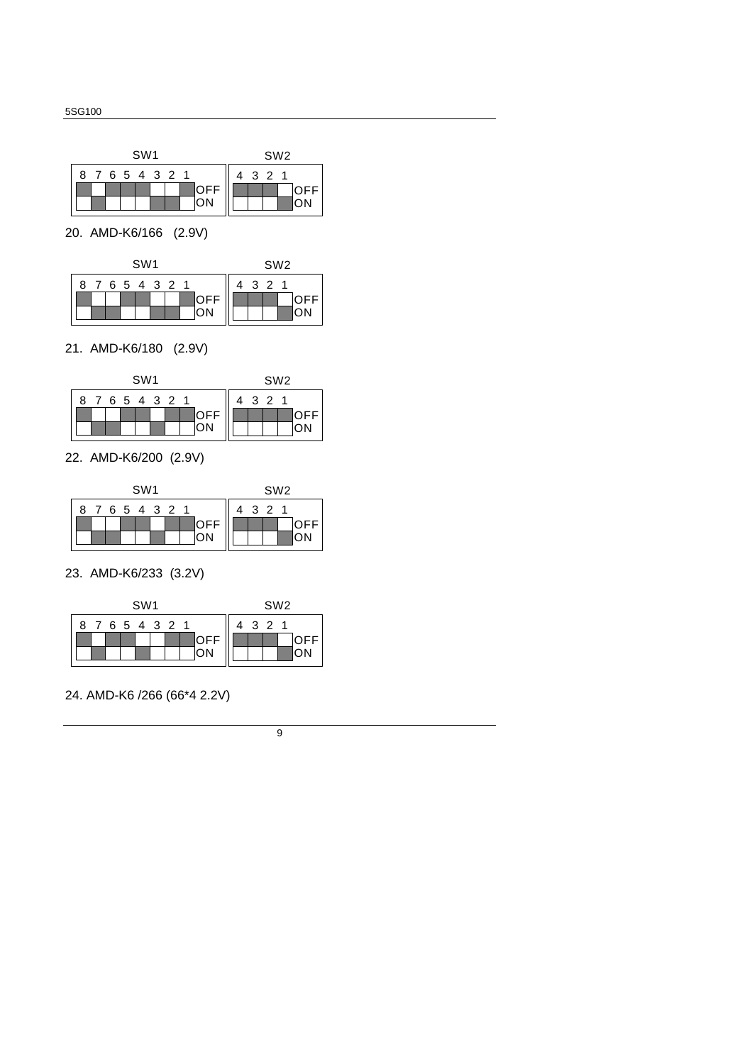| SW1 | 8 | 7 | 6 | 5 | 4 | 3 | 2 | 1 |
|---|---|---|---|---|---|---|---|---|
| OFF | ■ | | ■ | ■ | ■ | | | ■ |
| ON | | ■ | | | | ■ | ■ | |

| SW2 | 4 | 3 | 2 | 1 |
|---|---|---|---|---|
| OFF | ■ | ■ | ■ | |
| ON | | | | ■ |

20. AMD-K6/166 (2.9V)

| SW1 | 8 | 7 | 6 | 5 | 4 | 3 | 2 | 1 |
|---|---|---|---|---|---|---|---|---|
| OFF | ■ | | | ■ | ■ | | | ■ |
| ON | | ■ | ■ | | | ■ | ■ | |

| SW2 | 4 | 3 | 2 | 1 |
|---|---|---|---|---|
| OFF | ■ | ■ | ■ | |
| ON | | | | ■ |

21. AMD-K6/180 (2.9V)

| SW1 | 8 | 7 | 6 | 5 | 4 | 3 | 2 | 1 |
|---|---|---|---|---|---|---|---|---|
| OFF | ■ | | | ■ | ■ | | ■ | ■ |
| ON | | ■ | ■ | | | ■ | | |

| SW2 | 4 | 3 | 2 | 1 |
|---|---|---|---|---|
| OFF | ■ | ■ | ■ | ■ |
| ON | | | | |

22. AMD-K6/200 (2.9V)

| SW1 | 8 | 7 | 6 | 5 | 4 | 3 | 2 | 1 |
|---|---|---|---|---|---|---|---|---|
| OFF | ■ | | | ■ | ■ | | ■ | ■ |
| ON | | ■ | ■ | | | ■ | | |

| SW2 | 4 | 3 | 2 | 1 |
|---|---|---|---|---|
| OFF | ■ | ■ | ■ | |
| ON | | | | ■ |

23. AMD-K6/233 (3.2V)

| SW1 | 8 | 7 | 6 | 5 | 4 | 3 | 2 | 1 |
|---|---|---|---|---|---|---|---|---|
| OFF | ■ | | ■ | ■ | | | ■ | ■ |
| ON | | ■ | | | ■ | | | |

| SW2 | 4 | 3 | 2 | 1 |
|---|---|---|---|---|
| OFF | ■ | ■ | ■ | |
| ON | | | | ■ |

24. AMD-K6 /266 (66*4 2.2V)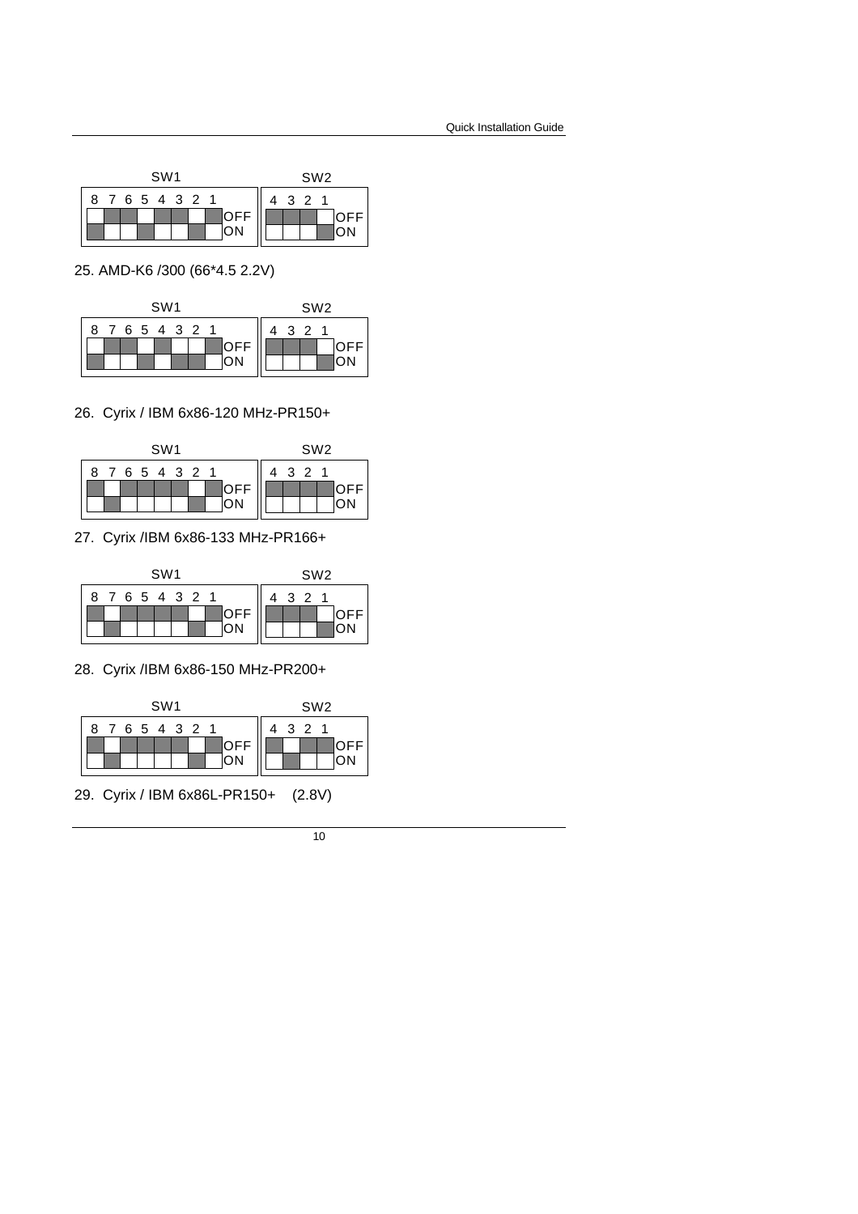| SW1 | 8 | 7 | 6 | 5 | 4 | 3 | 2 | 1 |
|---|---|---|---|---|---|---|---|---|
| | ON | OFF | OFF | ON | OFF | OFF | ON | OFF |

| SW2 | 4 | 3 | 2 | 1 |
|---|---|---|---|---|
| | OFF | OFF | OFF | ON |

25. AMD-K6 /300 (66*4.5 2.2V)

| SW1 | 8 | 7 | 6 | 5 | 4 | 3 | 2 | 1 |
|---|---|---|---|---|---|---|---|---|
| | ON | OFF | OFF | ON | OFF | ON | ON | OFF |

| SW2 | 4 | 3 | 2 | 1 |
|---|---|---|---|---|
| | OFF | OFF | OFF | ON |

26. Cyrix / IBM 6x86-120 MHz-PR150+

| SW1 | 8 | 7 | 6 | 5 | 4 | 3 | 2 | 1 |
|---|---|---|---|---|---|---|---|---|
| | OFF | ON | OFF | OFF | OFF | OFF | ON | OFF |

| SW2 | 4 | 3 | 2 | 1 |
|---|---|---|---|---|
| | OFF | OFF | OFF | OFF |

27. Cyrix /IBM 6x86-133 MHz-PR166+

| SW1 | 8 | 7 | 6 | 5 | 4 | 3 | 2 | 1 |
|---|---|---|---|---|---|---|---|---|
| | OFF | ON | OFF | OFF | OFF | OFF | ON | OFF |

| SW2 | 4 | 3 | 2 | 1 |
|---|---|---|---|---|
| | OFF | OFF | OFF | ON |

28. Cyrix /IBM 6x86-150 MHz-PR200+

| SW1 | 8 | 7 | 6 | 5 | 4 | 3 | 2 | 1 |
|---|---|---|---|---|---|---|---|---|
| | OFF | ON | OFF | OFF | OFF | OFF | ON | OFF |

| SW2 | 4 | 3 | 2 | 1 |
|---|---|---|---|---|
| | OFF | ON | OFF | OFF |

29. Cyrix / IBM 6x86L-PR150+ (2.8V)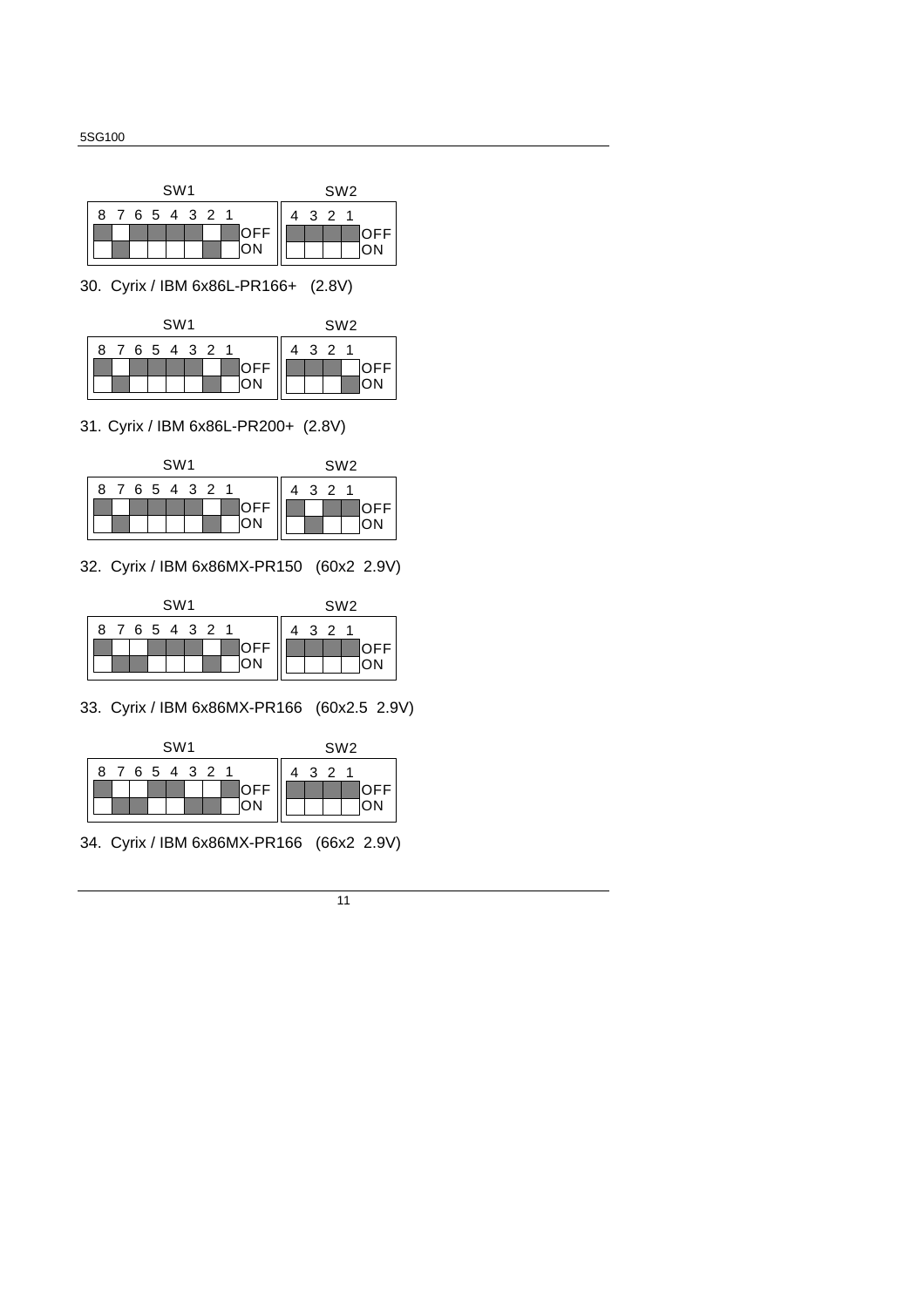| SW1 | 8 | 7 | 6 | 5 | 4 | 3 | 2 | 1 |
| --- | --- | --- | --- | --- | --- | --- | --- | --- |
| Position | OFF | ON | OFF | OFF | OFF | OFF | ON | OFF |

| SW2 | 4 | 3 | 2 | 1 |
| --- | --- | --- | --- | --- |
| Position | OFF | OFF | OFF | OFF |

30. Cyrix / IBM 6x86L-PR166+ (2.8V)

| SW1 | 8 | 7 | 6 | 5 | 4 | 3 | 2 | 1 |
| --- | --- | --- | --- | --- | --- | --- | --- | --- |
| Position | OFF | ON | OFF | OFF | OFF | OFF | ON | OFF |

| SW2 | 4 | 3 | 2 | 1 |
| --- | --- | --- | --- | --- |
| Position | OFF | OFF | OFF | ON |

31. Cyrix / IBM 6x86L-PR200+ (2.8V)

| SW1 | 8 | 7 | 6 | 5 | 4 | 3 | 2 | 1 |
| --- | --- | --- | --- | --- | --- | --- | --- | --- |
| Position | OFF | ON | OFF | OFF | OFF | OFF | ON | OFF |

| SW2 | 4 | 3 | 2 | 1 |
| --- | --- | --- | --- | --- |
| Position | OFF | ON | OFF | OFF |

32. Cyrix / IBM 6x86MX-PR150 (60x2 2.9V)

| SW1 | 8 | 7 | 6 | 5 | 4 | 3 | 2 | 1 |
| --- | --- | --- | --- | --- | --- | --- | --- | --- |
| Position | OFF | ON | ON | OFF | OFF | OFF | ON | OFF |

| SW2 | 4 | 3 | 2 | 1 |
| --- | --- | --- | --- | --- |
| Position | OFF | OFF | OFF | OFF |

33. Cyrix / IBM 6x86MX-PR166 (60x2.5 2.9V)

| SW1 | 8 | 7 | 6 | 5 | 4 | 3 | 2 | 1 |
| --- | --- | --- | --- | --- | --- | --- | --- | --- |
| Position | OFF | ON | ON | OFF | OFF | ON | ON | OFF |

| SW2 | 4 | 3 | 2 | 1 |
| --- | --- | --- | --- | --- |
| Position | OFF | OFF | OFF | OFF |

34. Cyrix / IBM 6x86MX-PR166 (66x2 2.9V)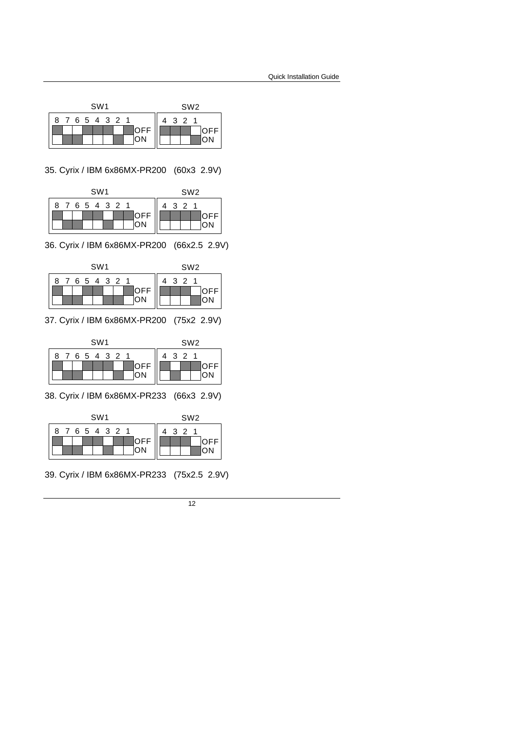| SW1 | 8 | 7 | 6 | 5 | 4 | 3 | 2 | 1 |
|---|---|---|---|---|---|---|---|---|
| | OFF | ON | ON | OFF | OFF | OFF | ON | OFF |

| SW2 | 4 | 3 | 2 | 1 |
|---|---|---|---|---|
| | OFF | OFF | OFF | ON |

35. Cyrix / IBM 6x86MX-PR200 (60x3 2.9V)

| SW1 | 8 | 7 | 6 | 5 | 4 | 3 | 2 | 1 |
|---|---|---|---|---|---|---|---|---|
| | OFF | ON | ON | OFF | OFF | ON | OFF | OFF |

| SW2 | 4 | 3 | 2 | 1 |
|---|---|---|---|---|
| | OFF | OFF | OFF | OFF |

36. Cyrix / IBM 6x86MX-PR200 (66x2.5 2.9V)

| SW1 | 8 | 7 | 6 | 5 | 4 | 3 | 2 | 1 |
|---|---|---|---|---|---|---|---|---|
| | OFF | ON | ON | OFF | OFF | ON | ON | OFF |

| SW2 | 4 | 3 | 2 | 1 |
|---|---|---|---|---|
| | OFF | OFF | OFF | ON |

37. Cyrix / IBM 6x86MX-PR200 (75x2 2.9V)

| SW1 | 8 | 7 | 6 | 5 | 4 | 3 | 2 | 1 |
|---|---|---|---|---|---|---|---|---|
| | OFF | ON | ON | OFF | OFF | OFF | ON | OFF |

| SW2 | 4 | 3 | 2 | 1 |
|---|---|---|---|---|
| | OFF | ON | OFF | OFF |

38. Cyrix / IBM 6x86MX-PR233 (66x3 2.9V)

| SW1 | 8 | 7 | 6 | 5 | 4 | 3 | 2 | 1 |
|---|---|---|---|---|---|---|---|---|
| | OFF | ON | ON | OFF | OFF | ON | OFF | OFF |

| SW2 | 4 | 3 | 2 | 1 |
|---|---|---|---|---|
| | OFF | OFF | OFF | ON |

39. Cyrix / IBM 6x86MX-PR233 (75x2.5 2.9V)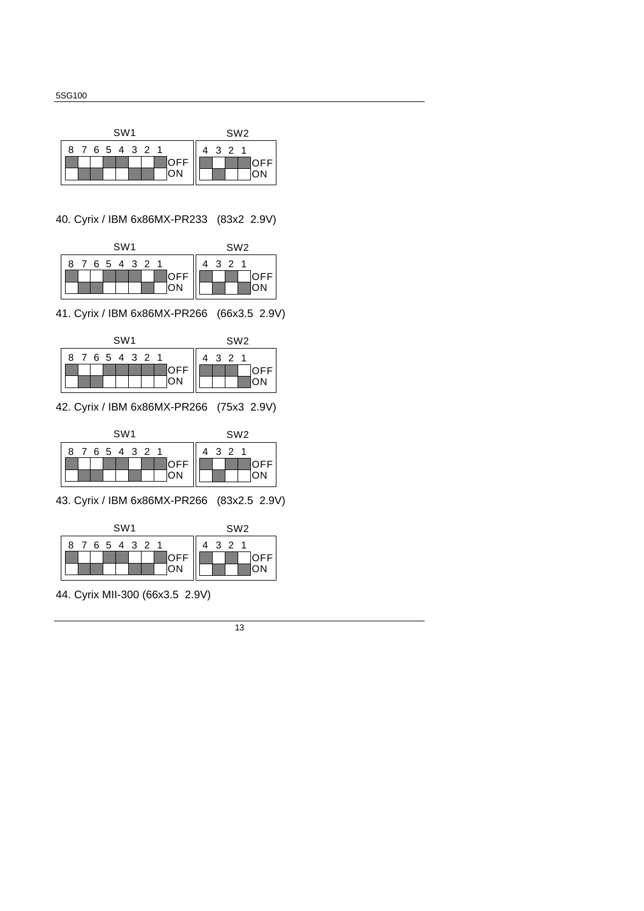| | SW1 8 | SW1 7 | SW1 6 | SW1 5 | SW1 4 | SW1 3 | SW1 2 | SW1 1 | SW2 4 | SW2 3 | SW2 2 | SW2 1 |
|---|---|---|---|---|---|---|---|---|---|---|---|---|
| Setting | OFF | ON | ON | OFF | OFF | ON | ON | OFF | OFF | ON | OFF | OFF |

40. Cyrix / IBM 6x86MX-PR233 (83x2 2.9V)

| | SW1 8 | SW1 7 | SW1 6 | SW1 5 | SW1 4 | SW1 3 | SW1 2 | SW1 1 | SW2 4 | SW2 3 | SW2 2 | SW2 1 |
|---|---|---|---|---|---|---|---|---|---|---|---|---|
| Setting | OFF | ON | ON | OFF | OFF | OFF | ON | OFF | OFF | ON | OFF | ON |

41. Cyrix / IBM 6x86MX-PR266 (66x3.5 2.9V)

| | SW1 8 | SW1 7 | SW1 6 | SW1 5 | SW1 4 | SW1 3 | SW1 2 | SW1 1 | SW2 4 | SW2 3 | SW2 2 | SW2 1 |
|---|---|---|---|---|---|---|---|---|---|---|---|---|
| Setting | OFF | ON | ON | OFF | OFF | OFF | OFF | OFF | OFF | OFF | OFF | ON |

42. Cyrix / IBM 6x86MX-PR266 (75x3 2.9V)

| | SW1 8 | SW1 7 | SW1 6 | SW1 5 | SW1 4 | SW1 3 | SW1 2 | SW1 1 | SW2 4 | SW2 3 | SW2 2 | SW2 1 |
|---|---|---|---|---|---|---|---|---|---|---|---|---|
| Setting | OFF | ON | ON | OFF | OFF | ON | OFF | OFF | OFF | ON | OFF | OFF |

43. Cyrix / IBM 6x86MX-PR266 (83x2.5 2.9V)

| | SW1 8 | SW1 7 | SW1 6 | SW1 5 | SW1 4 | SW1 3 | SW1 2 | SW1 1 | SW2 4 | SW2 3 | SW2 2 | SW2 1 |
|---|---|---|---|---|---|---|---|---|---|---|---|---|
| Setting | OFF | ON | ON | OFF | OFF | ON | ON | OFF | OFF | ON | OFF | ON |

44. Cyrix MII-300 (66x3.5 2.9V)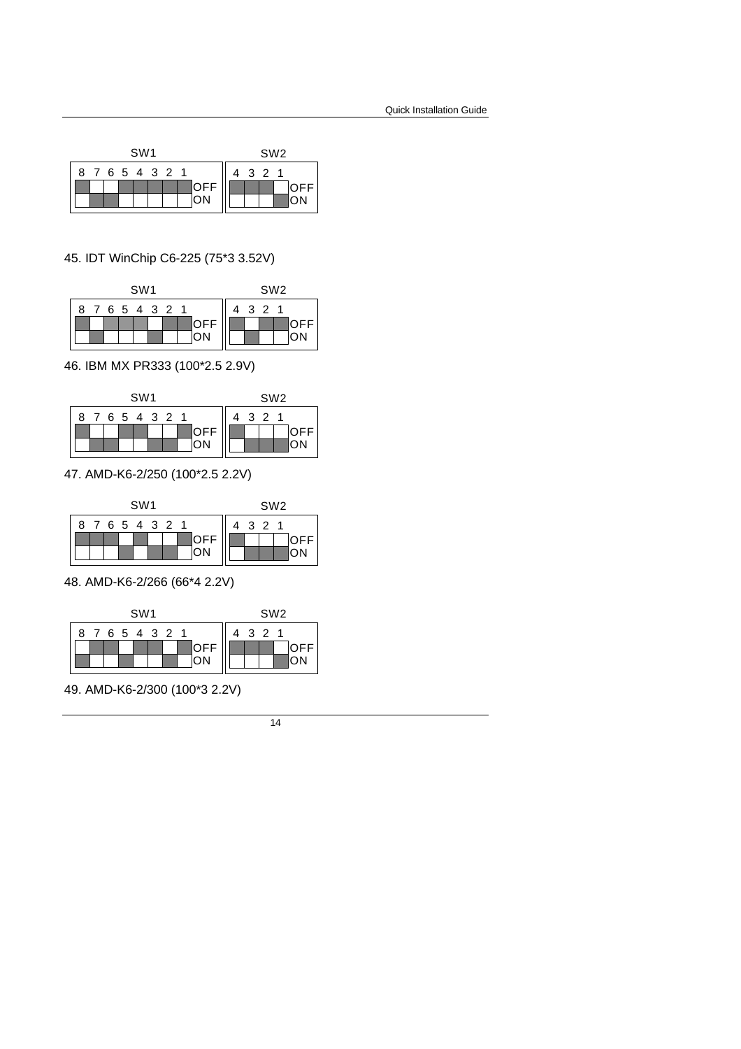| SW1 | 8 | 7 | 6 | 5 | 4 | 3 | 2 | 1 |
| --- | --- | --- | --- | --- | --- | --- | --- | --- |
| Setting | OFF | ON | ON | OFF | OFF | OFF | OFF | OFF |

| SW2 | 4 | 3 | 2 | 1 |
| --- | --- | --- | --- | --- |
| Setting | OFF | OFF | OFF | ON |

45. IDT WinChip C6-225 (75*3 3.52V)

| SW1 | 8 | 7 | 6 | 5 | 4 | 3 | 2 | 1 |
| --- | --- | --- | --- | --- | --- | --- | --- | --- |
| Setting | OFF | ON | OFF | OFF | OFF | ON | OFF | OFF |

| SW2 | 4 | 3 | 2 | 1 |
| --- | --- | --- | --- | --- |
| Setting | OFF | ON | OFF | OFF |

46. IBM MX PR333 (100*2.5 2.9V)

| SW1 | 8 | 7 | 6 | 5 | 4 | 3 | 2 | 1 |
| --- | --- | --- | --- | --- | --- | --- | --- | --- |
| Setting | OFF | ON | ON | OFF | OFF | ON | ON | OFF |

| SW2 | 4 | 3 | 2 | 1 |
| --- | --- | --- | --- | --- |
| Setting | OFF | ON | ON | ON |

47. AMD-K6-2/250 (100*2.5 2.2V)

| SW1 | 8 | 7 | 6 | 5 | 4 | 3 | 2 | 1 |
| --- | --- | --- | --- | --- | --- | --- | --- | --- |
| Setting | OFF | OFF | OFF | ON | OFF | ON | ON | OFF |

| SW2 | 4 | 3 | 2 | 1 |
| --- | --- | --- | --- | --- |
| Setting | OFF | ON | ON | ON |

48. AMD-K6-2/266 (66*4 2.2V)

| SW1 | 8 | 7 | 6 | 5 | 4 | 3 | 2 | 1 |
| --- | --- | --- | --- | --- | --- | --- | --- | --- |
| Setting | ON | OFF | OFF | ON | OFF | OFF | ON | OFF |

| SW2 | 4 | 3 | 2 | 1 |
| --- | --- | --- | --- | --- |
| Setting | OFF | OFF | OFF | ON |

49. AMD-K6-2/300 (100*3 2.2V)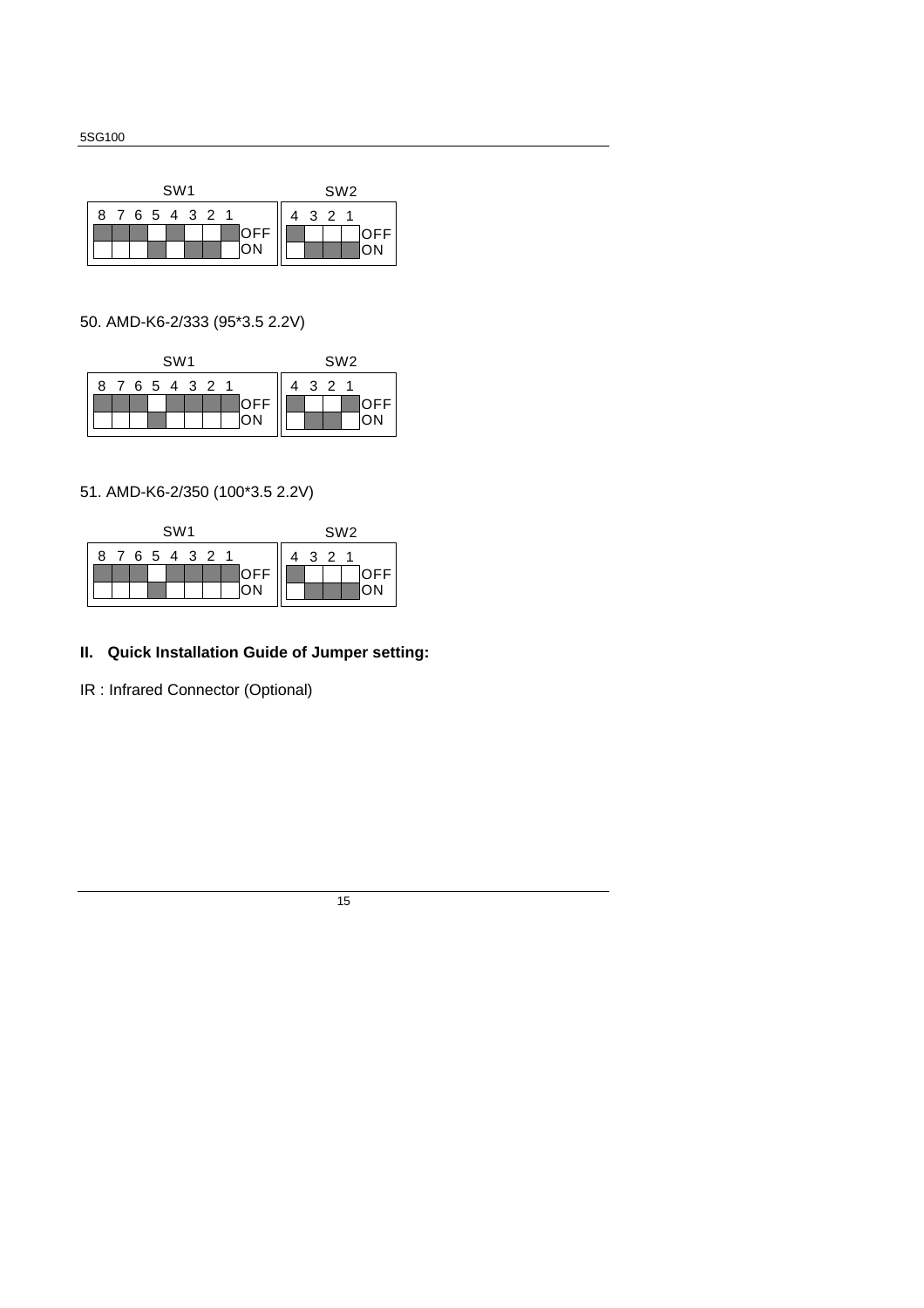| SW1 | 8 | 7 | 6 | 5 | 4 | 3 | 2 | 1 |
|---|---|---|---|---|---|---|---|---|
| | OFF | OFF | OFF | ON | OFF | ON | ON | OFF |

| SW2 | 4 | 3 | 2 | 1 |
|---|---|---|---|---|
| | OFF | ON | ON | ON |

50. AMD-K6-2/333 (95*3.5 2.2V)

| SW1 | 8 | 7 | 6 | 5 | 4 | 3 | 2 | 1 |
|---|---|---|---|---|---|---|---|---|
| | OFF | OFF | OFF | ON | OFF | OFF | OFF | OFF |

| SW2 | 4 | 3 | 2 | 1 |
|---|---|---|---|---|
| | OFF | ON | ON | OFF |

51. AMD-K6-2/350 (100*3.5 2.2V)

| SW1 | 8 | 7 | 6 | 5 | 4 | 3 | 2 | 1 |
|---|---|---|---|---|---|---|---|---|
| | OFF | OFF | OFF | ON | OFF | OFF | OFF | OFF |

| SW2 | 4 | 3 | 2 | 1 |
|---|---|---|---|---|
| | OFF | ON | ON | ON |

## II. Quick Installation Guide of Jumper setting:

IR : Infrared Connector (Optional)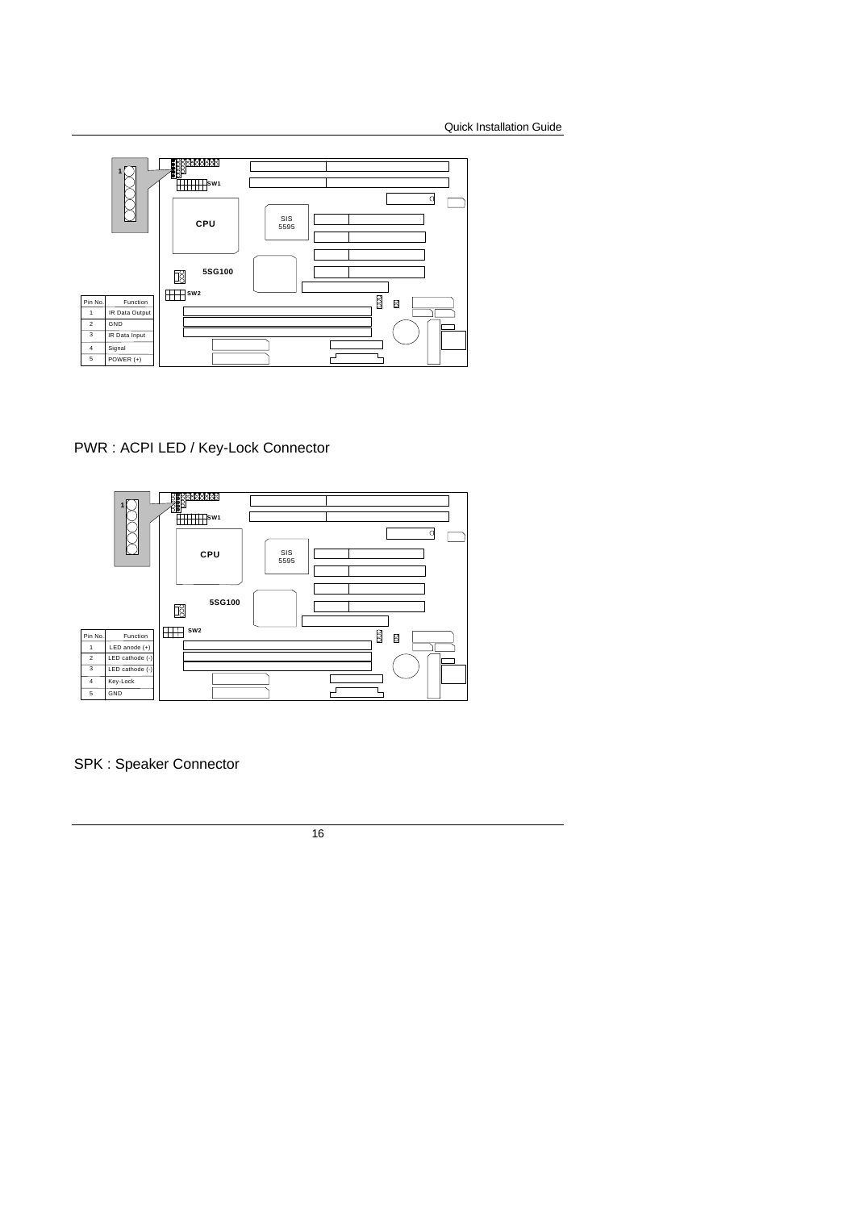| Pin No. | Function |
| --- | --- |
| 1 | IR Data Output |
| 2 | GND |
| 3 | IR Data Input |
| 4 | Signal |
| 5 | POWER (+) |

PWR : ACPI LED / Key-Lock Connector

| Pin No. | Function |
| --- | --- |
| 1 | LED anode (+) |
| 2 | LED cathode (-) |
| 3 | LED cathode (-) |
| 4 | Key-Lock |
| 5 | GND |

SPK : Speaker Connector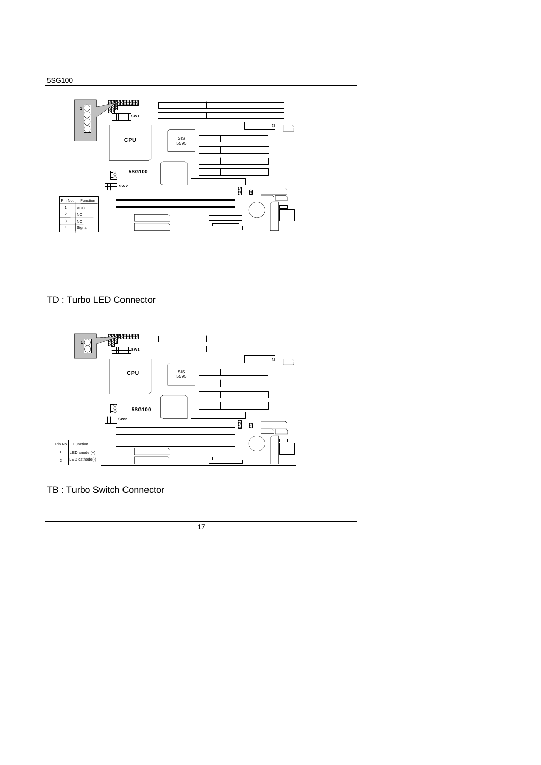| Pin No. | Function |
|---|---|
| 1 | VCC |
| 2 | NC |
| 3 | NC |
| 4 | Signal |

TD : Turbo LED Connector

| Pin No. | Function |
|---|---|
| 1 | LED anode (+) |
| 2 | LED cathode(-) |

TB : Turbo Switch Connector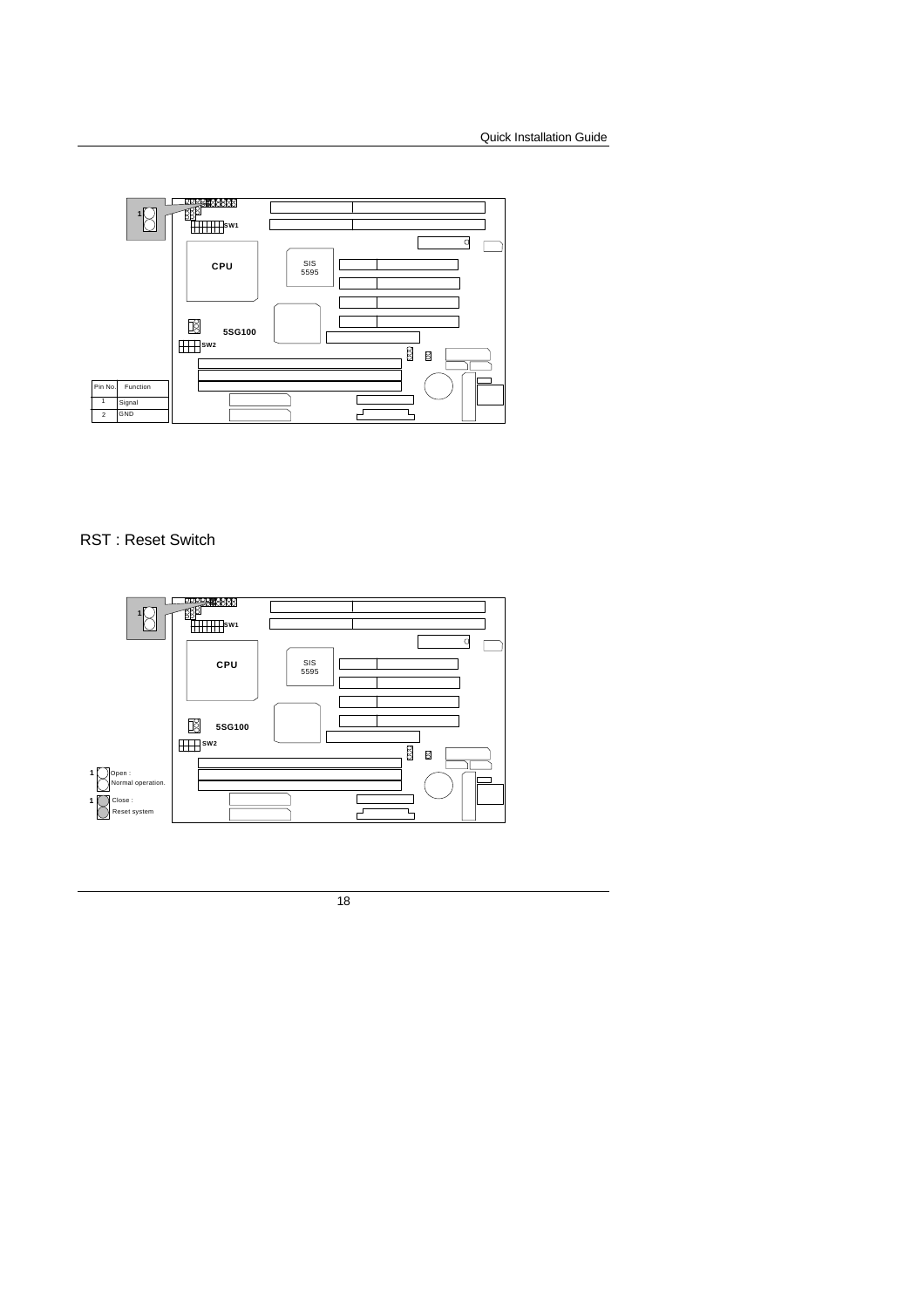| Pin No. | Function |
| --- | --- |
| 1 | Signal |
| 2 | GND |

RST : Reset Switch

1 Open : Normal operation.

1 Close : Reset system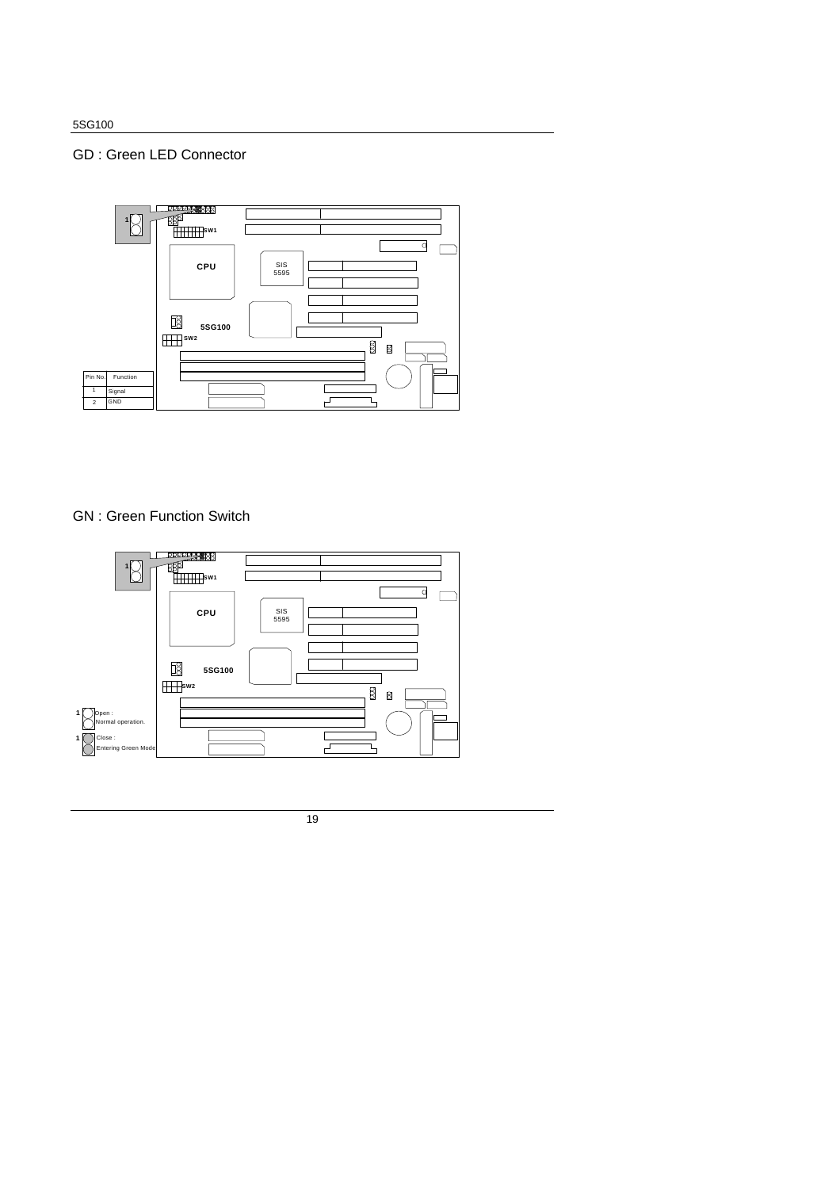## GD : Green LED Connector

| Pin No. | Function |
| --- | --- |
| 1 | Signal |
| 2 | GND |

## GN : Green Function Switch

1 Open : Normal operation.

1 Close : Entering Green Mode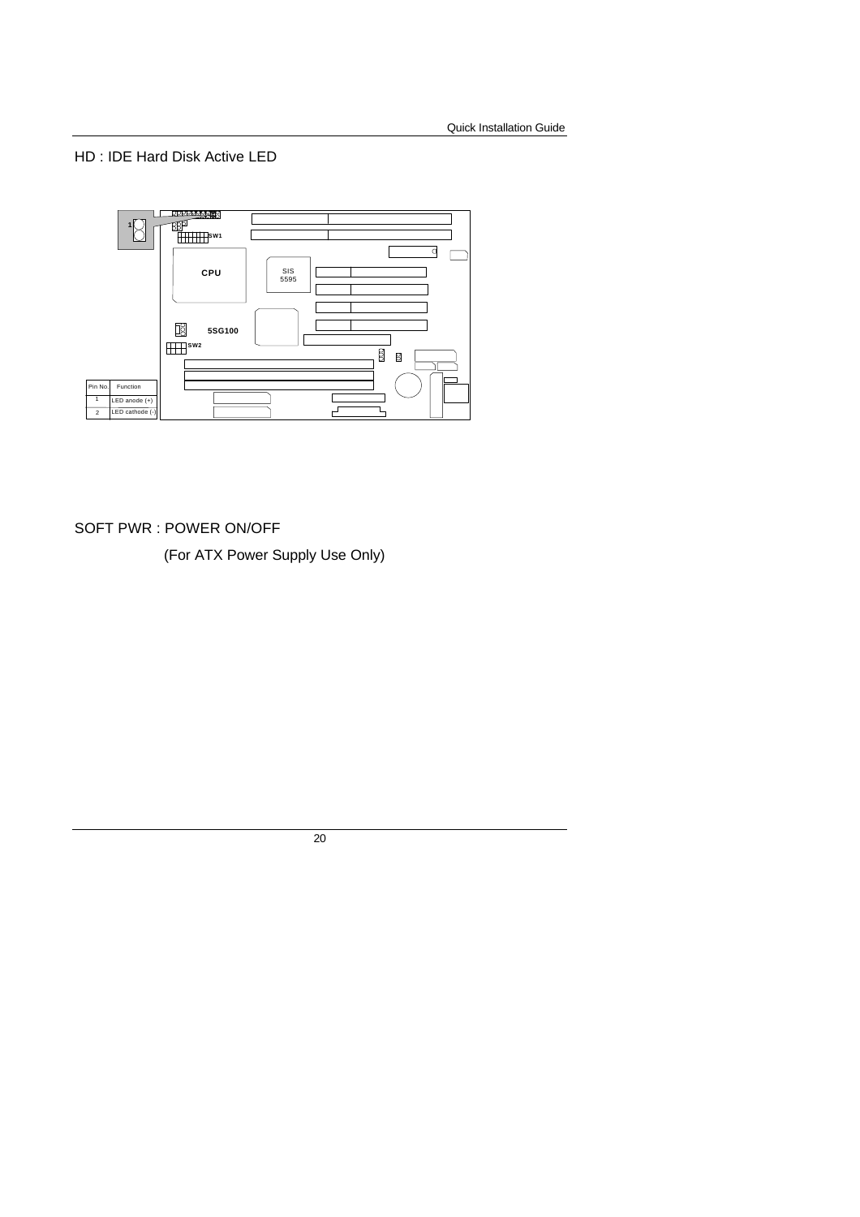HD : IDE Hard Disk Active LED

| Pin No. | Function |
| --- | --- |
| 1 | LED anode (+) |
| 2 | LED cathode (-) |

SOFT PWR : POWER ON/OFF

(For ATX Power Supply Use Only)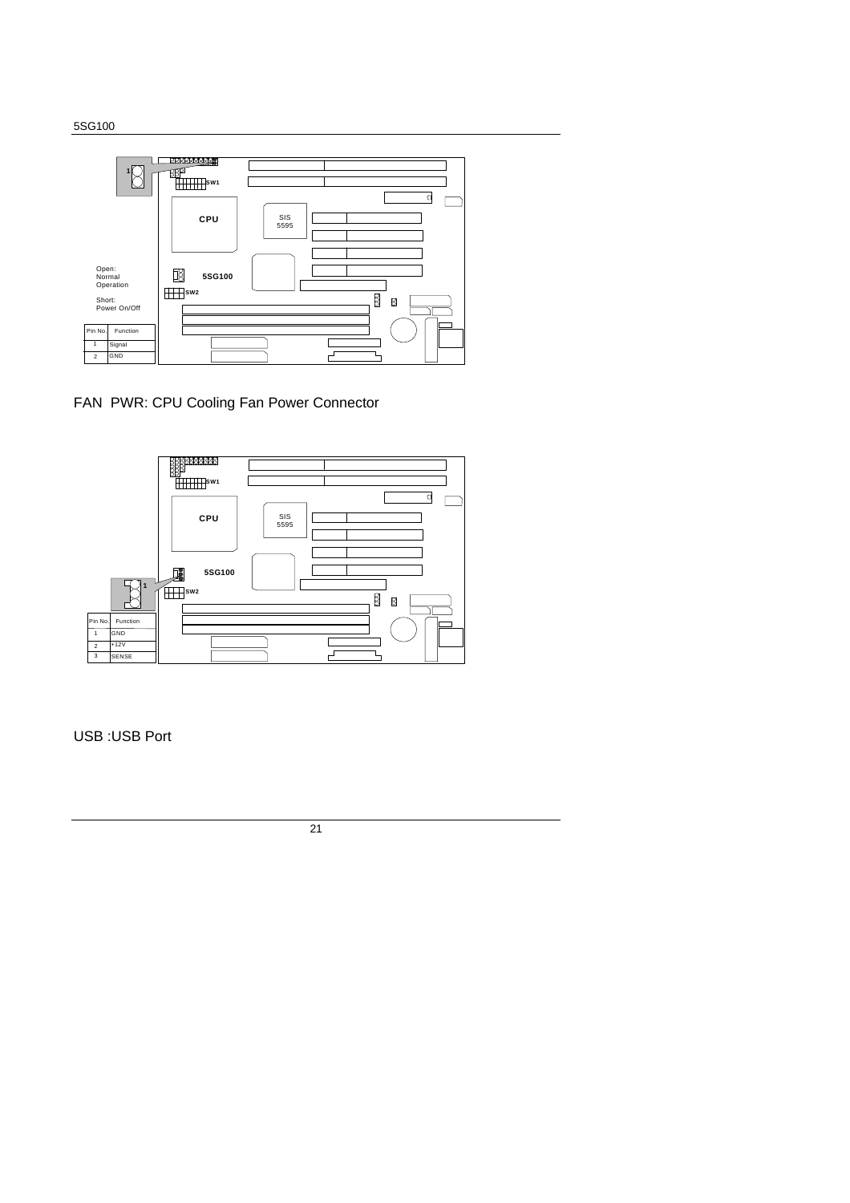Open:
Normal
Operation

Short:
Power On/Off

| Pin No. | Function |
| --- | --- |
| 1 | Signal |
| 2 | GND |

FAN PWR: CPU Cooling Fan Power Connector

| Pin No. | Function |
| --- | --- |
| 1 | GND |
| 2 | +12V |
| 3 | SENSE |

USB :USB Port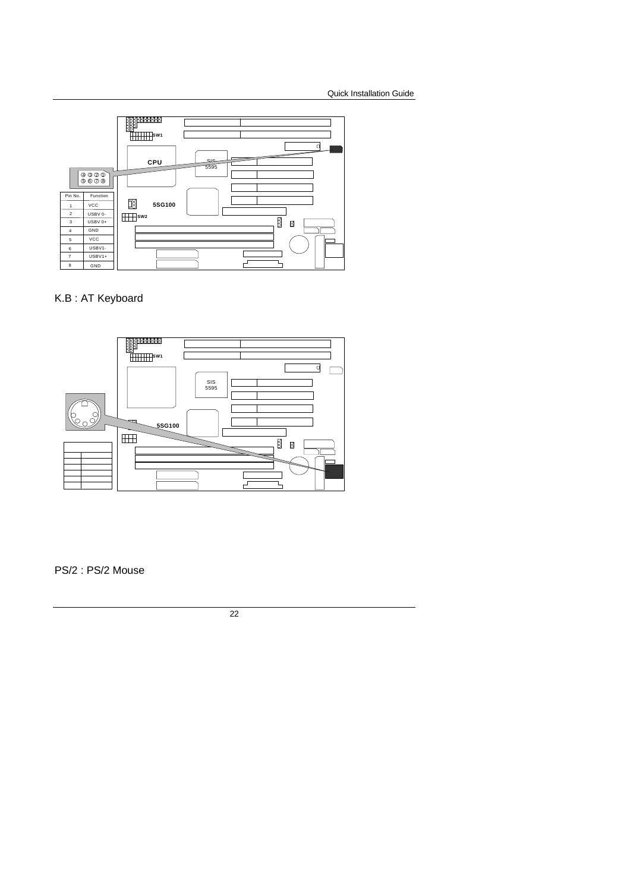| Pin No. | Function |
| --- | --- |
| 1 | VCC |
| 2 | USBV 0- |
| 3 | USBV 0+ |
| 4 | GND |
| 5 | VCC |
| 6 | USBV1- |
| 7 | USBV1+ |
| 8 | GND |

K.B : AT Keyboard

PS/2 : PS/2 Mouse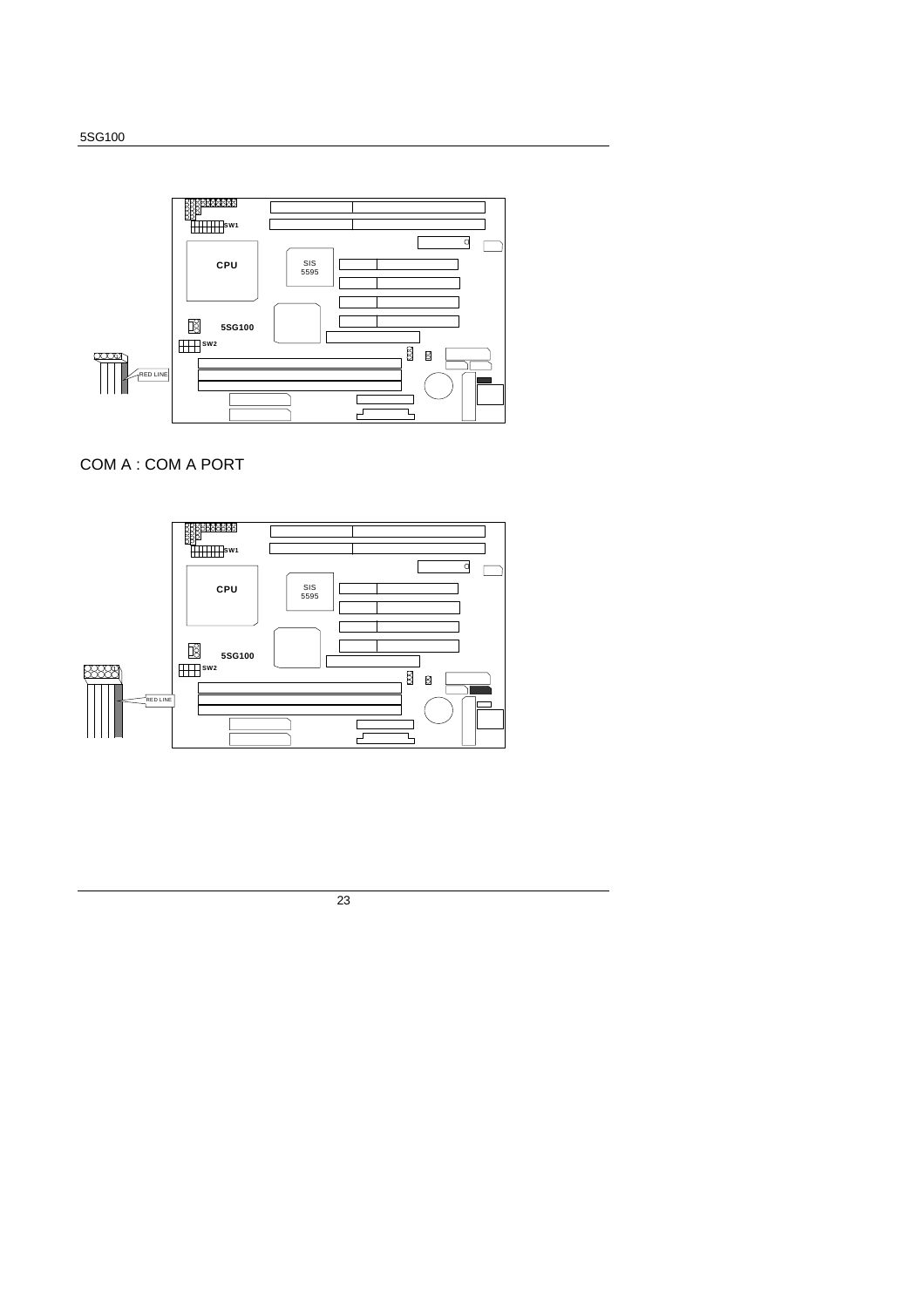SW1

CPU

SIS 5595

5SG100

SW2

RED LINE

COM A : COM A PORT

SW1

CPU

SIS 5595

5SG100

SW2

RED LINE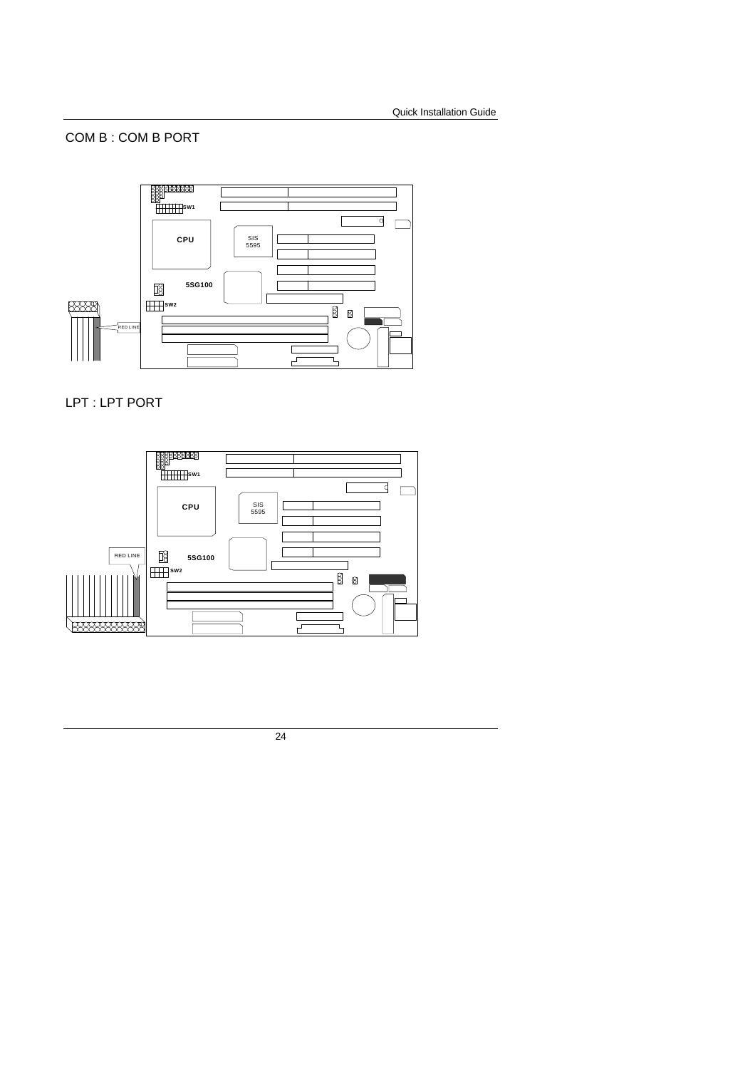COM B : COM B PORT

SW1
CPU
SIS
5595
5SG100
SW2
RED LINE

LPT : LPT PORT

SW1
CPU
SIS
5595
RED LINE
5SG100
SW2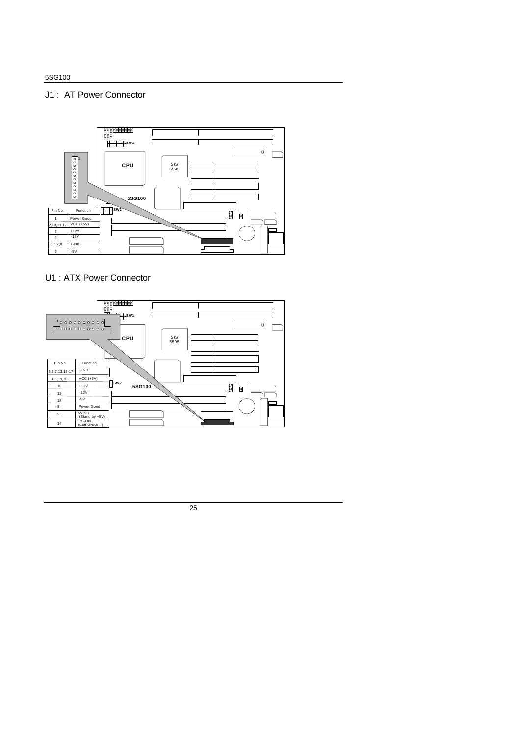## J1 : AT Power Connector

| Pin No. | Function |
|---|---|
| 1 | Power Good |
| 2,10,11,12 | VCC (+5V) |
| 3 | +12V |
| 4 | -12V |
| 5,6,7,8 | GND |
| 9 | -5V |

## U1 : ATX Power Connector

| Pin No. | Function |
|---|---|
| 3,5,7,13,15-17 | GND |
| 4,6,19,20 | VCC (+5V) |
| 10 | +12V |
| 12 | -12V |
| 18 | -5V |
| 8 | Power Good |
| 9 | 5V SB (Stand by +5V) |
| 14 | PS-ON (Soft ON/OFF) |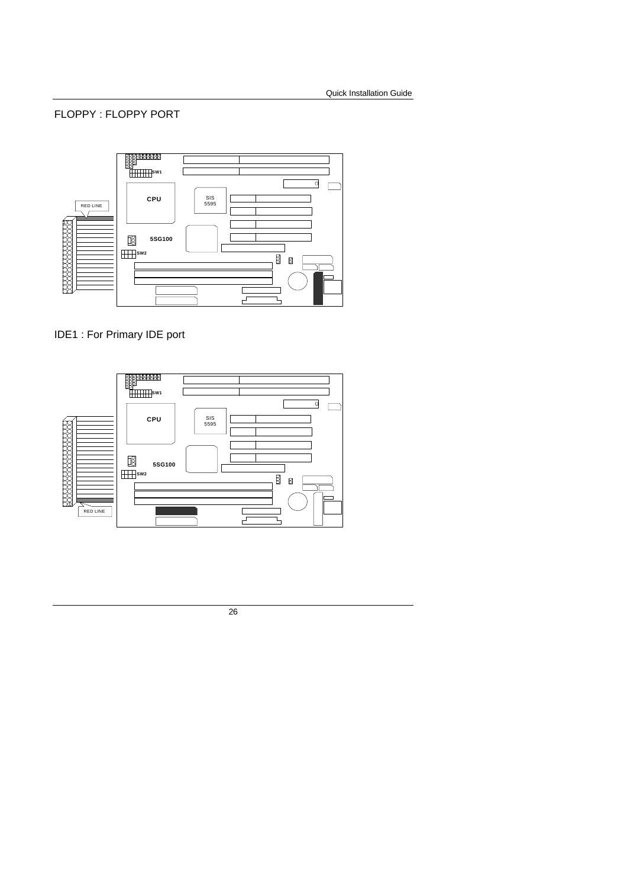FLOPPY : FLOPPY PORT

RED LINE

CPU

SIS 5595

5SG100

SW1

SW2

IDE1 : For Primary IDE port

CPU

SIS 5595

5SG100

SW1

SW2

RED LINE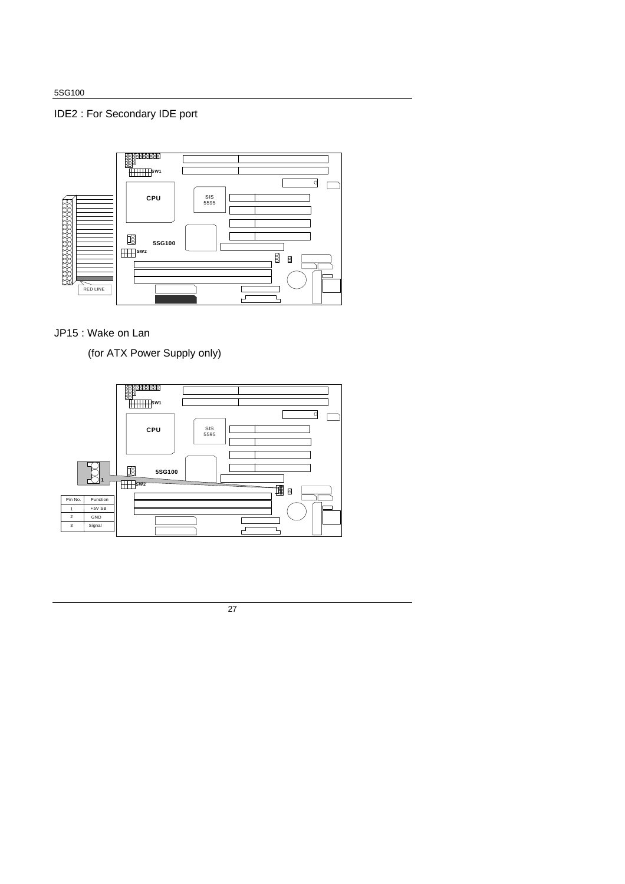IDE2 : For Secondary IDE port

RED LINE

JP15 : Wake on Lan

(for ATX Power Supply only)

| Pin No. | Function |
|---|---|
| 1 | +5V SB |
| 2 | GND |
| 3 | Signal |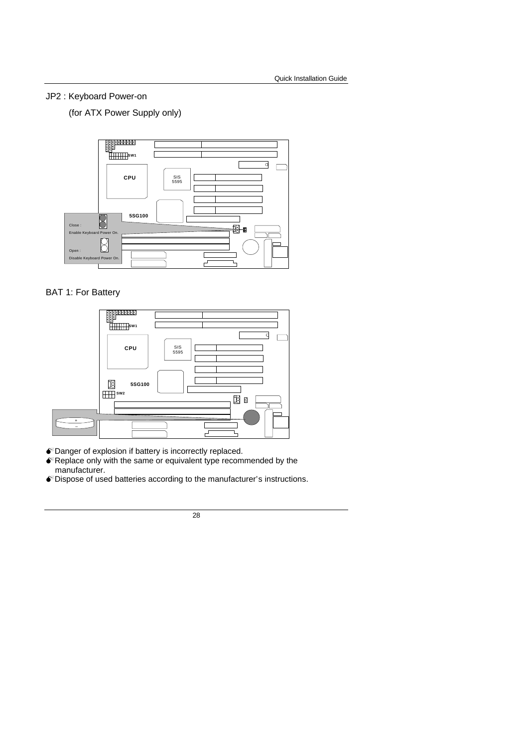JP2 : Keyboard Power-on

(for ATX Power Supply only)

SW1

CPU

SIS
5595

5SG100

Close :
Enable Keyboard Power On.

Open :
Disable Keyboard Power On.

BAT 1: For Battery

SW1

CPU

SIS
5595

5SG100

SW2

+
−

- Danger of explosion if battery is incorrectly replaced.
- Replace only with the same or equivalent type recommended by the manufacturer.
- Dispose of used batteries according to the manufacturer's instructions.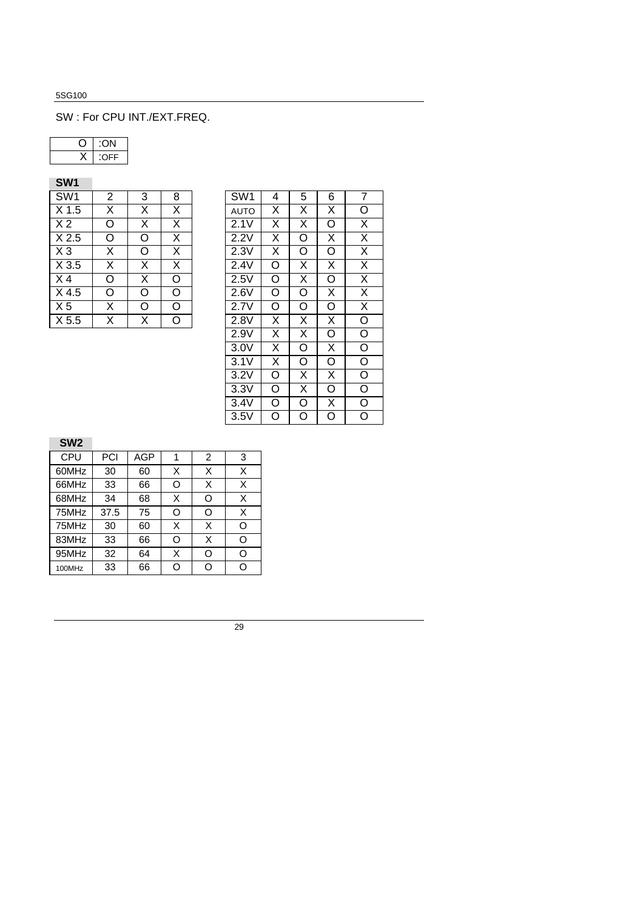SW : For CPU INT./EXT.FREQ.

| | |
|---|---|
| O | :ON |
| X | :OFF |

**SW1**

| SW1 | 2 | 3 | 8 |
|---|---|---|---|
| X 1.5 | X | X | X |
| X 2 | O | X | X |
| X 2.5 | O | O | X |
| X 3 | X | O | X |
| X 3.5 | X | X | X |
| X 4 | O | X | O |
| X 4.5 | O | O | O |
| X 5 | X | O | O |
| X 5.5 | X | X | O |

| SW1 | 4 | 5 | 6 | 7 |
|---|---|---|---|---|
| AUTO | X | X | X | O |
| 2.1V | X | X | O | X |
| 2.2V | X | O | X | X |
| 2.3V | X | O | O | X |
| 2.4V | O | X | X | X |
| 2.5V | O | X | O | X |
| 2.6V | O | O | X | X |
| 2.7V | O | O | O | X |
| 2.8V | X | X | X | O |
| 2.9V | X | X | O | O |
| 3.0V | X | O | X | O |
| 3.1V | X | O | O | O |
| 3.2V | O | X | X | O |
| 3.3V | O | X | O | O |
| 3.4V | O | O | X | O |
| 3.5V | O | O | O | O |

**SW2**

| CPU | PCI | AGP | 1 | 2 | 3 |
|---|---|---|---|---|---|
| 60MHz | 30 | 60 | X | X | X |
| 66MHz | 33 | 66 | O | X | X |
| 68MHz | 34 | 68 | X | O | X |
| 75MHz | 37.5 | 75 | O | O | X |
| 75MHz | 30 | 60 | X | X | O |
| 83MHz | 33 | 66 | O | X | O |
| 95MHz | 32 | 64 | X | O | O |
| 100MHz | 33 | 66 | O | O | O |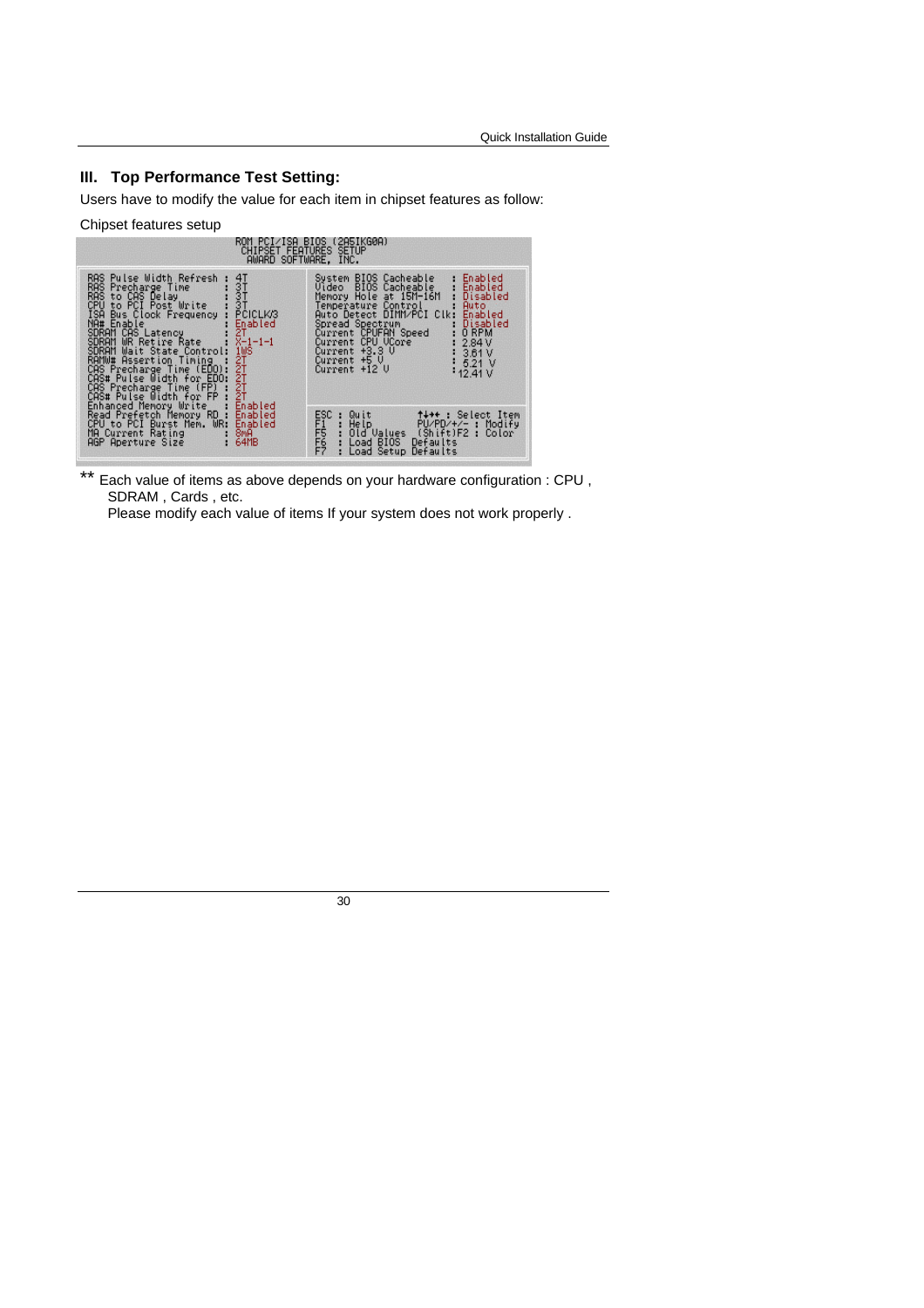## III. Top Performance Test Setting:

Users have to modify the value for each item in chipset features as follow:

Chipset features setup

```
ROM PCI/ISA BIOS (2A5IKG0A)
CHIPSET FEATURES SETUP
AWARD SOFTWARE, INC.

RAS Pulse Width Refresh : 4T          System BIOS Cacheable   : Enabled
RAS Precharge Time      : 3T          Video  BIOS Cacheable   : Enabled
RAS to CAS Delay        : 3T          Memory Hole at 15M-16M  : Disabled
CPU to PCI Post Write   : 3T          Temperature Control     : Auto
ISA Bus Clock Frequency : PCICLK/3    Auto Detect DIMM/PCI Clk: Enabled
NA# Enable              : Enabled     Spread Spectrum         : Disabled
SDRAM CAS Latency       : 2T          Current CPUFAN Speed    : 0 RPM
SDRAM WR Retire Rate    : X-1-1-1     Current CPU VCore       : 2.84 V
SDRAM Wait State Control: 1WS         Current +3.3 V          : 3.61 V
RAMW# Assertion Timing  : 2T          Current +5 V            : 5.21 V
CAS Precharge Time (EDO): 2T          Current +12 V           : 12.41 V
CAS# Pulse Width for EDO: 2T
CAS Precharge Time (FP) : 2T
CAS# Pulse Width for FP : 2T
Enhanced Memory Write   : Enabled     ESC : Quit        ↑↓→← : Select Item
Read Prefetch Memory RD : Enabled     F1  : Help        PU/PD/+/- : Modify
CPU to PCI Burst Mem. WR: Enabled     F5  : Old Values  (Shift)F2 : Color
MA Current Rating       : 8mA         F6  : Load BIOS  Defaults
AGP Aperture Size       : 64MB        F7  : Load Setup Defaults
```

** Each value of items as above depends on your hardware configuration : CPU , SDRAM , Cards , etc.
Please modify each value of items If your system does not work properly .